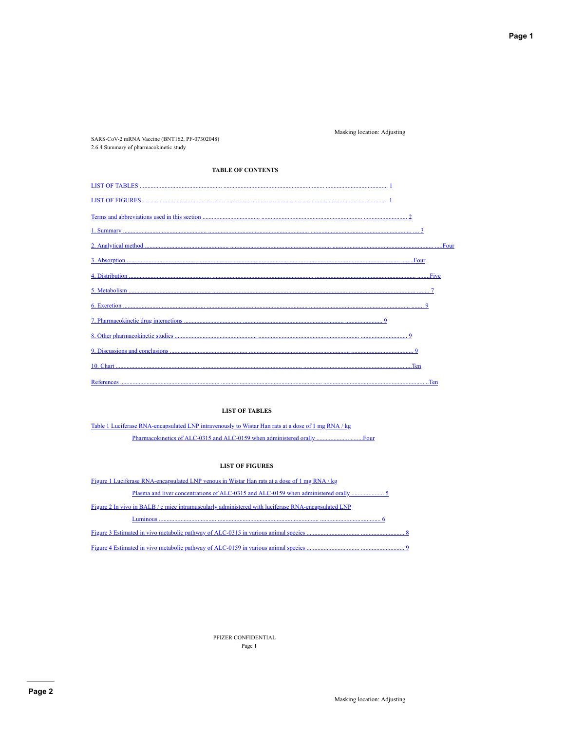Masking location: Adjusting

SARS-CoV-2 mRNA Vaccine (BNT162, PF-07302048)
2.6.4 Summary of pharmacokinetic study

## TABLE OF CONTENTS

LIST OF TABLES ........................................................ 1

LIST OF FIGURES ........................................................ 1

Terms and abbreviations used in this section ........................................................ 2

1. Summary ........................................................ 3

2. Analytical method ........................................................ Four

3. Absorption ........................................................ Four

4. Distribution ........................................................ Five

5. Metabolism ........................................................ 7

6. Excretion ........................................................ 9

7. Pharmacokinetic drug interactions ........................................................ 9

8. Other pharmacokinetic studies ........................................................ 9

9. Discussions and conclusions ........................................................ 9

10. Chart ........................................................ Ten

References ........................................................ Ten

## LIST OF TABLES

Table 1 Luciferase RNA-encapsulated LNP intravenously to Wistar Han rats at a dose of 1 mg RNA / kg
Pharmacokinetics of ALC-0315 and ALC-0159 when administered orally ........................ Four

## LIST OF FIGURES

Figure 1 Luciferase RNA-encapsulated LNP venous in Wistar Han rats at a dose of 1 mg RNA / kg
Plasma and liver concentrations of ALC-0315 and ALC-0159 when administered orally ........................ 5

Figure 2 In vivo in BALB / c mice intramuscularly administered with luciferase RNA-encapsulated LNP
Luminous ........................................................ 6

Figure 3 Estimated in vivo metabolic pathway of ALC-0315 in various animal species ........................ 8

Figure 4 Estimated in vivo metabolic pathway of ALC-0159 in various animal species ........................ 9

PFIZER CONFIDENTIAL

Masking location: Adjusting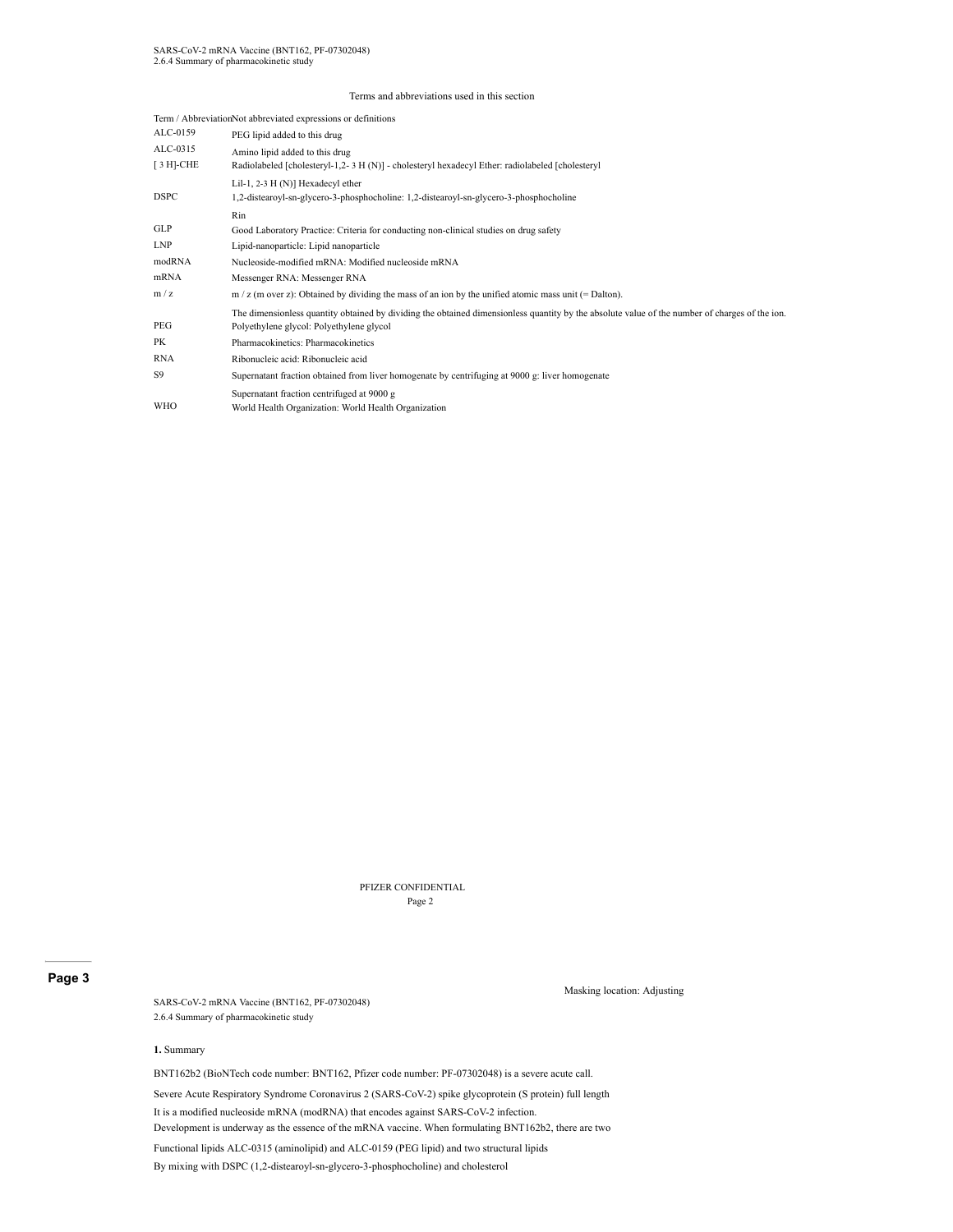Terms and abbreviations used in this section

| Term / Abbreviation | Not abbreviated expressions or definitions |
|---|---|
| ALC-0159 | PEG lipid added to this drug |
| ALC-0315 | Amino lipid added to this drug |
| [ 3 H]-CHE | Radiolabeled [cholesteryl-1,2- 3 H (N)] - cholesteryl hexadecyl Ether: radiolabeled [cholesteryl Lil-1, 2-3 H (N)] Hexadecyl ether |
| DSPC | 1,2-distearoyl-sn-glycero-3-phosphocholine: 1,2-distearoyl-sn-glycero-3-phosphocholine Rin |
| GLP | Good Laboratory Practice: Criteria for conducting non-clinical studies on drug safety |
| LNP | Lipid-nanoparticle: Lipid nanoparticle |
| modRNA | Nucleoside-modified mRNA: Modified nucleoside mRNA |
| mRNA | Messenger RNA: Messenger RNA |
| m / z | m / z (m over z): Obtained by dividing the mass of an ion by the unified atomic mass unit (= Dalton). The dimensionless quantity obtained by dividing the obtained dimensionless quantity by the absolute value of the number of charges of the ion. |
| PEG | Polyethylene glycol: Polyethylene glycol |
| PK | Pharmacokinetics: Pharmacokinetics |
| RNA | Ribonucleic acid: Ribonucleic acid |
| S9 | Supernatant fraction obtained from liver homogenate by centrifuging at 9000 g: liver homogenate Supernatant fraction centrifuged at 9000 g |
| WHO | World Health Organization: World Health Organization |

Page 3

Masking location: Adjusting

**1.** Summary

BNT162b2 (BioNTech code number: BNT162, Pfizer code number: PF-07302048) is a severe acute call.

Severe Acute Respiratory Syndrome Coronavirus 2 (SARS-CoV-2) spike glycoprotein (S protein) full length

It is a modified nucleoside mRNA (modRNA) that encodes against SARS-CoV-2 infection.
Development is underway as the essence of the mRNA vaccine. When formulating BNT162b2, there are two

Functional lipids ALC-0315 (aminolipid) and ALC-0159 (PEG lipid) and two structural lipids

By mixing with DSPC (1,2-distearoyl-sn-glycero-3-phosphocholine) and cholesterol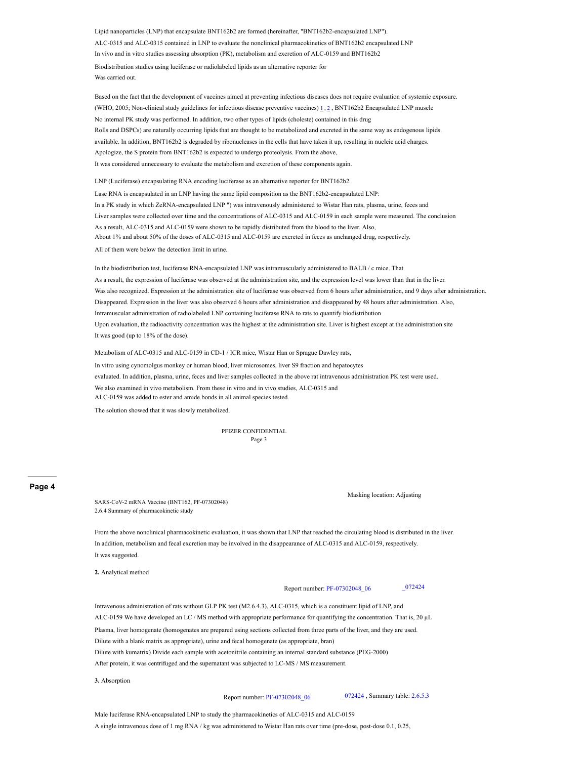Lipid nanoparticles (LNP) that encapsulate BNT162b2 are formed (hereinafter, "BNT162b2-encapsulated LNP").
ALC-0315 and ALC-0315 contained in LNP to evaluate the nonclinical pharmacokinetics of BNT162b2 encapsulated LNP
In vivo and in vitro studies assessing absorption (PK), metabolism and excretion of ALC-0159 and BNT162b2
Biodistribution studies using luciferase or radiolabeled lipids as an alternative reporter for
Was carried out.

Based on the fact that the development of vaccines aimed at preventing infectious diseases does not require evaluation of systemic exposure.
(WHO, 2005; Non-clinical study guidelines for infectious disease preventive vaccines) 1 , 2 , BNT162b2 Encapsulated LNP muscle
No internal PK study was performed. In addition, two other types of lipids (choleste) contained in this drug
Rolls and DSPCs) are naturally occurring lipids that are thought to be metabolized and excreted in the same way as endogenous lipids.
available. In addition, BNT162b2 is degraded by ribonucleases in the cells that have taken it up, resulting in nucleic acid charges.
Apologize, the S protein from BNT162b2 is expected to undergo proteolysis. From the above,
It was considered unnecessary to evaluate the metabolism and excretion of these components again.

LNP (Luciferase) encapsulating RNA encoding luciferase as an alternative reporter for BNT162b2
Lase RNA is encapsulated in an LNP having the same lipid composition as the BNT162b2-encapsulated LNP:
In a PK study in which ZeRNA-encapsulated LNP ") was intravenously administered to Wistar Han rats, plasma, urine, feces and
Liver samples were collected over time and the concentrations of ALC-0315 and ALC-0159 in each sample were measured. The conclusion
As a result, ALC-0315 and ALC-0159 were shown to be rapidly distributed from the blood to the liver. Also,
About 1% and about 50% of the doses of ALC-0315 and ALC-0159 are excreted in feces as unchanged drug, respectively.
All of them were below the detection limit in urine.

In the biodistribution test, luciferase RNA-encapsulated LNP was intramuscularly administered to BALB / c mice. That
As a result, the expression of luciferase was observed at the administration site, and the expression level was lower than that in the liver.
Was also recognized. Expression at the administration site of luciferase was observed from 6 hours after administration, and 9 days after administration.
Disappeared. Expression in the liver was also observed 6 hours after administration and disappeared by 48 hours after administration. Also,
Intramuscular administration of radiolabeled LNP containing luciferase RNA to rats to quantify biodistribution
Upon evaluation, the radioactivity concentration was the highest at the administration site. Liver is highest except at the administration site
It was good (up to 18% of the dose).

Metabolism of ALC-0315 and ALC-0159 in CD-1 / ICR mice, Wistar Han or Sprague Dawley rats,
In vitro using cynomolgus monkey or human blood, liver microsomes, liver S9 fraction and hepatocytes
evaluated. In addition, plasma, urine, feces and liver samples collected in the above rat intravenous administration PK test were used.
We also examined in vivo metabolism. From these in vitro and in vivo studies, ALC-0315 and
ALC-0159 was added to ester and amide bonds in all animal species tested.
The solution showed that it was slowly metabolized.

PFIZER CONFIDENTIAL

Masking location: Adjusting

SARS-CoV-2 mRNA Vaccine (BNT162, PF-07302048)
2.6.4 Summary of pharmacokinetic study

From the above nonclinical pharmacokinetic evaluation, it was shown that LNP that reached the circulating blood is distributed in the liver.
In addition, metabolism and fecal excretion may be involved in the disappearance of ALC-0315 and ALC-0159, respectively.
It was suggested.

**2.** Analytical method

Report number: PF-07302048_06 _072424

Intravenous administration of rats without GLP PK test (M2.6.4.3), ALC-0315, which is a constituent lipid of LNP, and
ALC-0159 We have developed an LC / MS method with appropriate performance for quantifying the concentration. That is, 20 μL
Plasma, liver homogenate (homogenates are prepared using sections collected from three parts of the liver, and they are used.
Dilute with a blank matrix as appropriate), urine and fecal homogenate (as appropriate, bran)
Dilute with kumatrix) Divide each sample with acetonitrile containing an internal standard substance (PEG-2000)
After protein, it was centrifuged and the supernatant was subjected to LC-MS / MS measurement.

**3.** Absorption

Report number: PF-07302048_06 _072424 , Summary table: 2.6.5.3

Male luciferase RNA-encapsulated LNP to study the pharmacokinetics of ALC-0315 and ALC-0159
A single intravenous dose of 1 mg RNA / kg was administered to Wistar Han rats over time (pre-dose, post-dose 0.1, 0.25,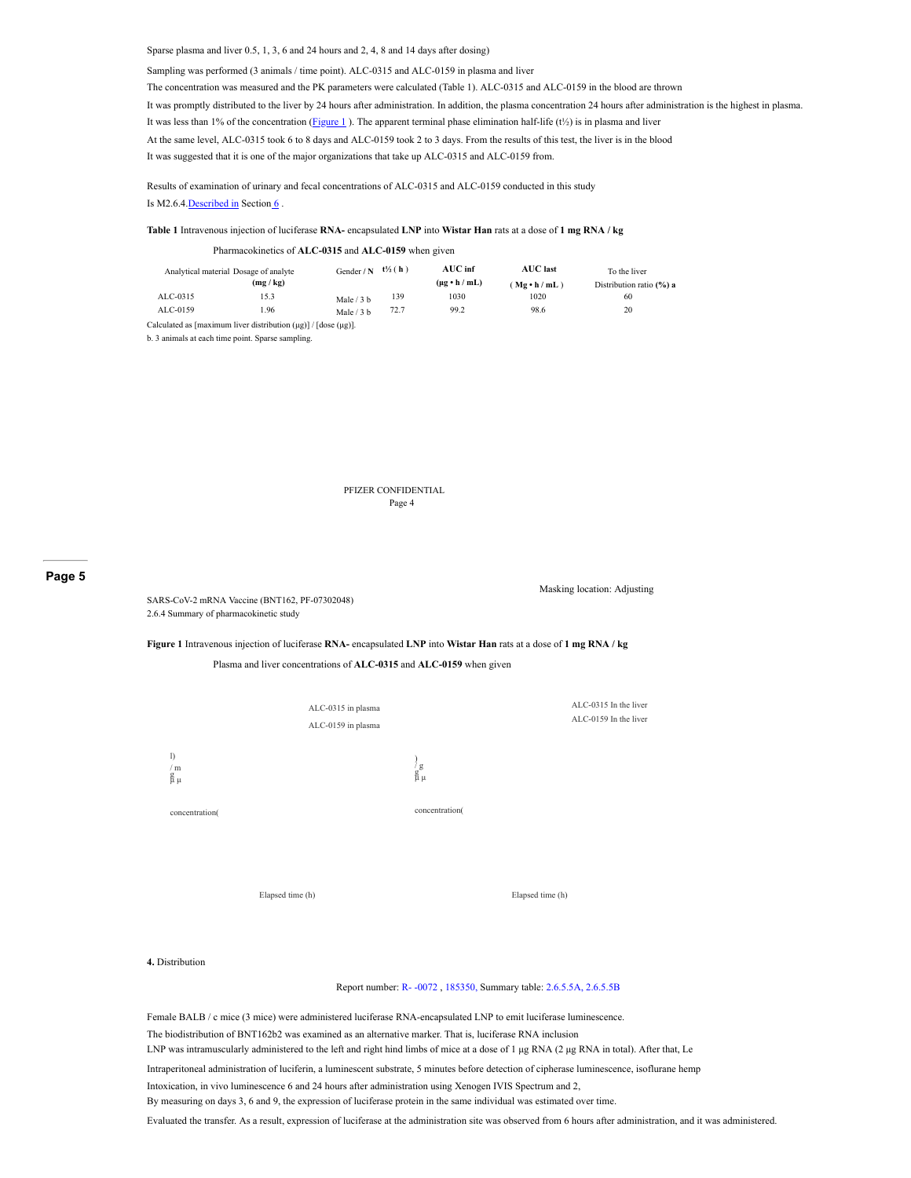Sparse plasma and liver 0.5, 1, 3, 6 and 24 hours and 2, 4, 8 and 14 days after dosing)

Sampling was performed (3 animals / time point). ALC-0315 and ALC-0159 in plasma and liver

The concentration was measured and the PK parameters were calculated (Table 1). ALC-0315 and ALC-0159 in the blood are thrown

It was promptly distributed to the liver by 24 hours after administration. In addition, the plasma concentration 24 hours after administration is the highest in plasma.

It was less than 1% of the concentration (Figure 1 ). The apparent terminal phase elimination half-life (t½) is in plasma and liver

At the same level, ALC-0315 took 6 to 8 days and ALC-0159 took 2 to 3 days. From the results of this test, the liver is in the blood

It was suggested that it is one of the major organizations that take up ALC-0315 and ALC-0159 from.

Results of examination of urinary and fecal concentrations of ALC-0315 and ALC-0159 conducted in this study Is M2.6.4.Described in Section 6 .

**Table 1** Intravenous injection of luciferase **RNA-** encapsulated **LNP** into **Wistar Han** rats at a dose of **1 mg RNA / kg**

Pharmacokinetics of **ALC-0315** and **ALC-0159** when given

| Analytical material | Dosage of analyte (mg / kg) | Gender / N | t½ ( h ) | AUC inf (µg • h / mL) | AUC last ( Mg • h / mL ) | To the liver Distribution ratio (%) a |
|---|---|---|---|---|---|---|
| ALC-0315 | 15.3 | Male / 3 b | 139 | 1030 | 1020 | 60 |
| ALC-0159 | 1.96 | Male / 3 b | 72.7 | 99.2 | 98.6 | 20 |

Calculated as [maximum liver distribution (µg)] / [dose (µg)].

b. 3 animals at each time point. Sparse sampling.

Masking location: Adjusting

SARS-CoV-2 mRNA Vaccine (BNT162, PF-07302048)
2.6.4 Summary of pharmacokinetic study

**Figure 1** Intravenous injection of luciferase **RNA-** encapsulated **LNP** into **Wistar Han** rats at a dose of **1 mg RNA / kg**

Plasma and liver concentrations of **ALC-0315** and **ALC-0159** when given

ALC-0315 in plasma

ALC-0159 in plasma

ALC-0315 In the liver

ALC-0159 In the liver

concentration(µg / ml)

concentration(µg / g)

Elapsed time (h)

Elapsed time (h)

**4.** Distribution

Report number: R- -0072 , 185350, Summary table: 2.6.5.5A, 2.6.5.5B

Female BALB / c mice (3 mice) were administered luciferase RNA-encapsulated LNP to emit luciferase luminescence.

The biodistribution of BNT162b2 was examined as an alternative marker. That is, luciferase RNA inclusion

LNP was intramuscularly administered to the left and right hind limbs of mice at a dose of 1 µg RNA (2 µg RNA in total). After that, Le

Intraperitoneal administration of luciferin, a luminescent substrate, 5 minutes before detection of cipherase luminescence, isoflurane hemp

Intoxication, in vivo luminescence 6 and 24 hours after administration using Xenogen IVIS Spectrum and 2,

By measuring on days 3, 6 and 9, the expression of luciferase protein in the same individual was estimated over time.

Evaluated the transfer. As a result, expression of luciferase at the administration site was observed from 6 hours after administration, and it was administered.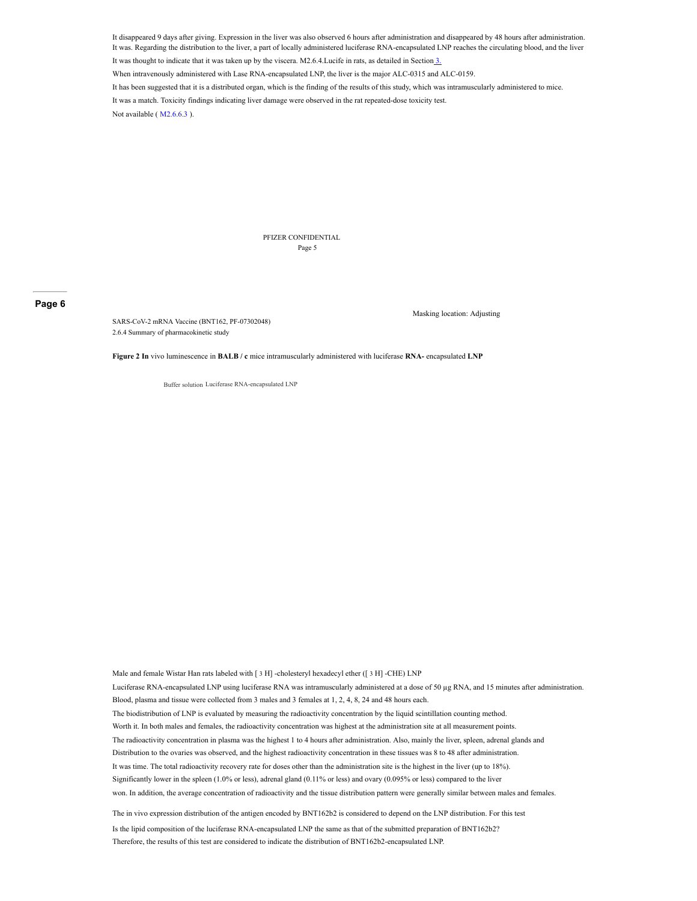It disappeared 9 days after giving. Expression in the liver was also observed 6 hours after administration and disappeared by 48 hours after administration. It was. Regarding the distribution to the liver, a part of locally administered luciferase RNA-encapsulated LNP reaches the circulating blood, and the liver It was thought to indicate that it was taken up by the viscera. M2.6.4.Lucife in rats, as detailed in Section 3. When intravenously administered with Lase RNA-encapsulated LNP, the liver is the major ALC-0315 and ALC-0159. It has been suggested that it is a distributed organ, which is the finding of the results of this study, which was intramuscularly administered to mice. It was a match. Toxicity findings indicating liver damage were observed in the rat repeated-dose toxicity test. Not available ( M2.6.6.3 ).

Masking location: Adjusting

SARS-CoV-2 mRNA Vaccine (BNT162, PF-07302048)
2.6.4 Summary of pharmacokinetic study

**Figure 2 In** vivo luminescence in **BALB / c** mice intramuscularly administered with luciferase **RNA-** encapsulated **LNP**

Buffer solution Luciferase RNA-encapsulated LNP

Male and female Wistar Han rats labeled with [ 3 H] -cholesteryl hexadecyl ether ([ 3 H] -CHE) LNP Luciferase RNA-encapsulated LNP using luciferase RNA was intramuscularly administered at a dose of 50 μg RNA, and 15 minutes after administration. Blood, plasma and tissue were collected from 3 males and 3 females at 1, 2, 4, 8, 24 and 48 hours each. The biodistribution of LNP is evaluated by measuring the radioactivity concentration by the liquid scintillation counting method. Worth it. In both males and females, the radioactivity concentration was highest at the administration site at all measurement points. The radioactivity concentration in plasma was the highest 1 to 4 hours after administration. Also, mainly the liver, spleen, adrenal glands and Distribution to the ovaries was observed, and the highest radioactivity concentration in these tissues was 8 to 48 after administration. It was time. The total radioactivity recovery rate for doses other than the administration site is the highest in the liver (up to 18%). Significantly lower in the spleen (1.0% or less), adrenal gland (0.11% or less) and ovary (0.095% or less) compared to the liver won. In addition, the average concentration of radioactivity and the tissue distribution pattern were generally similar between males and females.

The in vivo expression distribution of the antigen encoded by BNT162b2 is considered to depend on the LNP distribution. For this test Is the lipid composition of the luciferase RNA-encapsulated LNP the same as that of the submitted preparation of BNT162b2? Therefore, the results of this test are considered to indicate the distribution of BNT162b2-encapsulated LNP.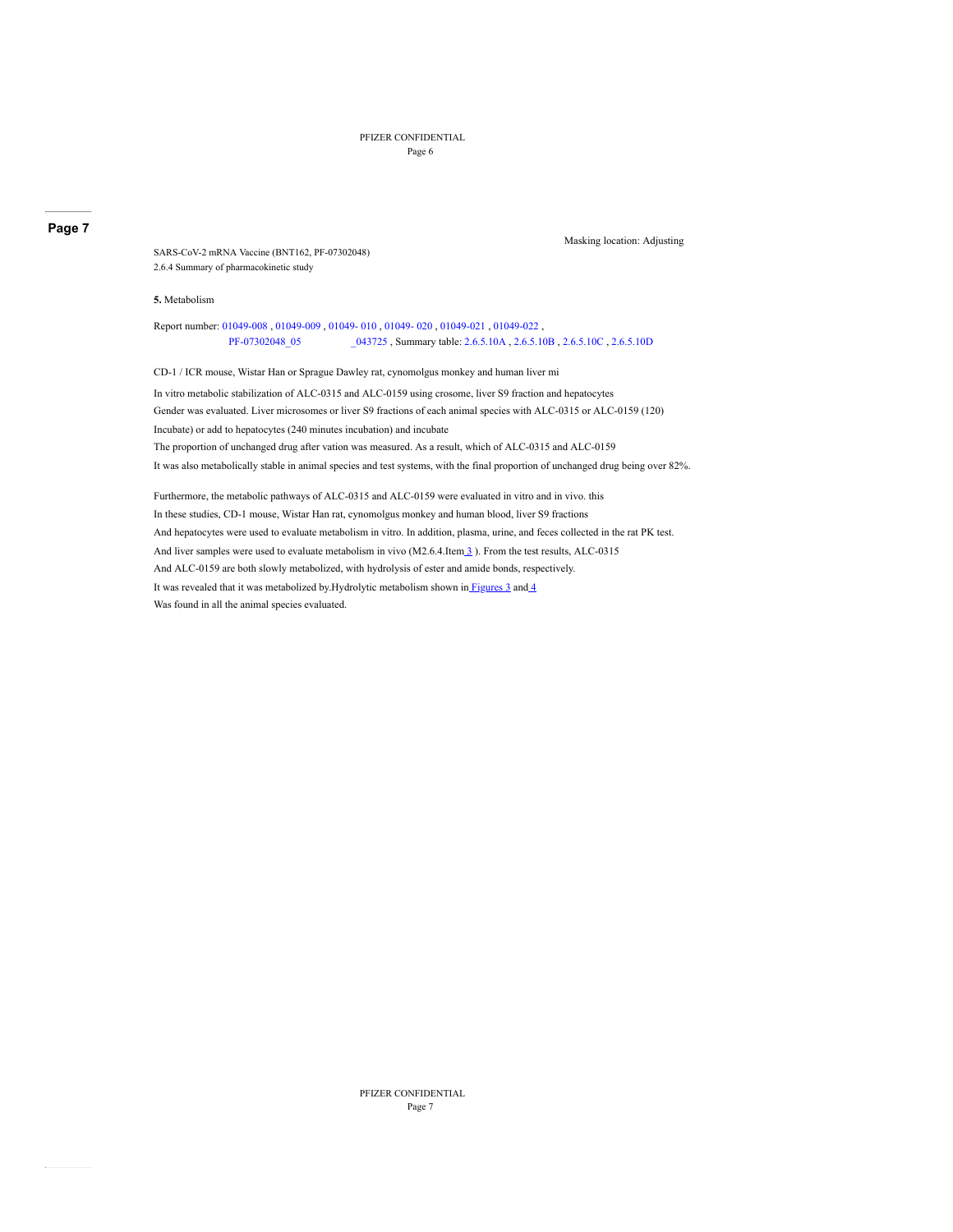Masking location: Adjusting

SARS-CoV-2 mRNA Vaccine (BNT162, PF-07302048)
2.6.4 Summary of pharmacokinetic study

**5.** Metabolism

Report number: 01049-008 , 01049-009 , 01049- 010 , 01049- 020 , 01049-021 , 01049-022 , PF-07302048_05 _043725 , Summary table: 2.6.5.10A , 2.6.5.10B , 2.6.5.10C , 2.6.5.10D

CD-1 / ICR mouse, Wistar Han or Sprague Dawley rat, cynomolgus monkey and human liver mi

In vitro metabolic stabilization of ALC-0315 and ALC-0159 using crosome, liver S9 fraction and hepatocytes
Gender was evaluated. Liver microsomes or liver S9 fractions of each animal species with ALC-0315 or ALC-0159 (120)
Incubate) or add to hepatocytes (240 minutes incubation) and incubate
The proportion of unchanged drug after vation was measured. As a result, which of ALC-0315 and ALC-0159
It was also metabolically stable in animal species and test systems, with the final proportion of unchanged drug being over 82%.

Furthermore, the metabolic pathways of ALC-0315 and ALC-0159 were evaluated in vitro and in vivo. this
In these studies, CD-1 mouse, Wistar Han rat, cynomolgus monkey and human blood, liver S9 fractions
And hepatocytes were used to evaluate metabolism in vitro. In addition, plasma, urine, and feces collected in the rat PK test.
And liver samples were used to evaluate metabolism in vivo (M2.6.4.Item 3 ). From the test results, ALC-0315
And ALC-0159 are both slowly metabolized, with hydrolysis of ester and amide bonds, respectively.
It was revealed that it was metabolized by.Hydrolytic metabolism shown in Figures 3 and 4
Was found in all the animal species evaluated.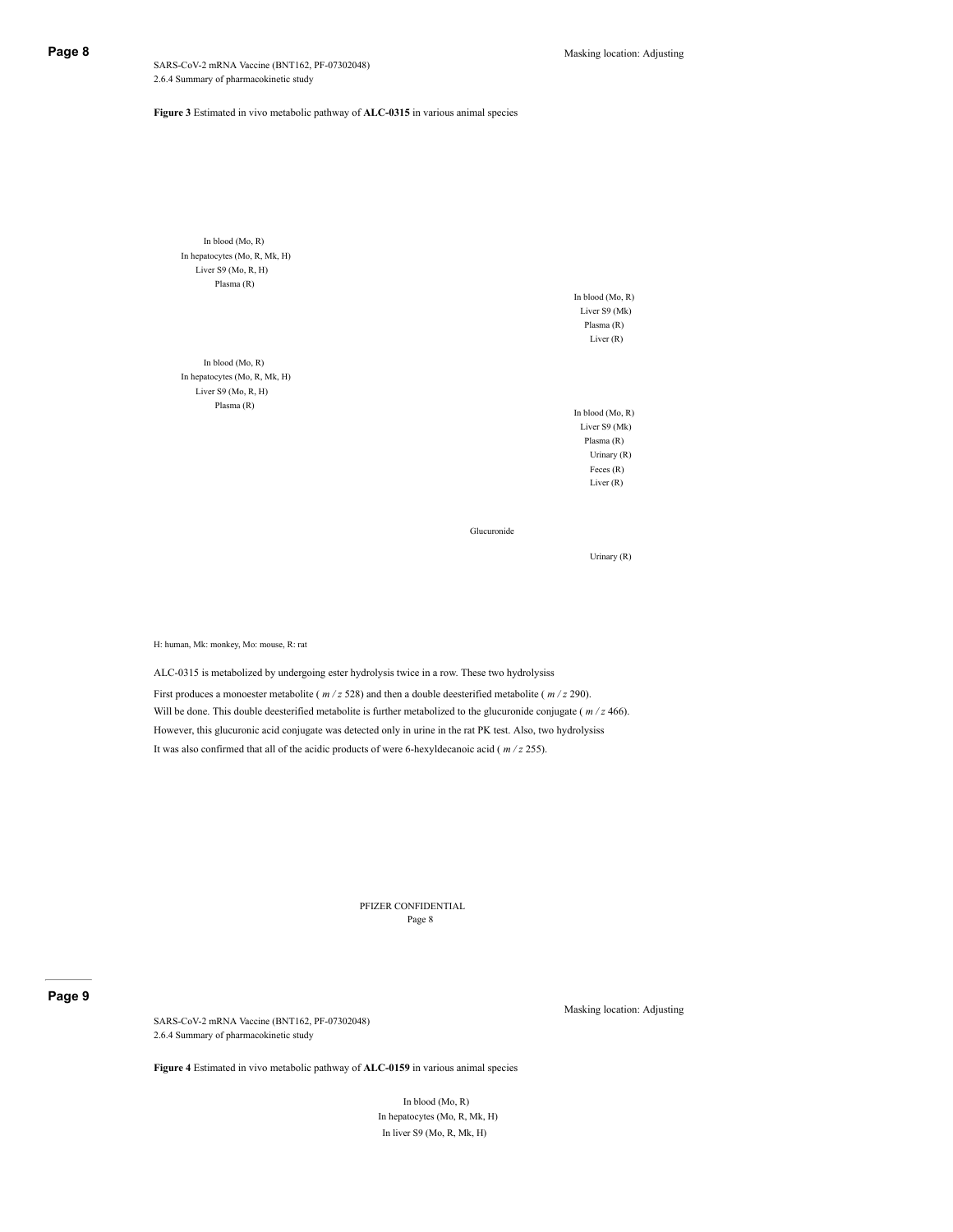**Page 8**

Masking location: Adjusting

SARS-CoV-2 mRNA Vaccine (BNT162, PF-07302048)
2.6.4 Summary of pharmacokinetic study

**Figure 3** Estimated in vivo metabolic pathway of **ALC-0315** in various animal species

In blood (Mo, R)
In hepatocytes (Mo, R, Mk, H)
Liver S9 (Mo, R, H)
Plasma (R)

In blood (Mo, R)
Liver S9 (Mk)
Plasma (R)
Liver (R)

In blood (Mo, R)
In hepatocytes (Mo, R, Mk, H)
Liver S9 (Mo, R, H)
Plasma (R)

In blood (Mo, R)
Liver S9 (Mk)
Plasma (R)
Urinary (R)
Feces (R)
Liver (R)

Glucuronide

Urinary (R)

H: human, Mk: monkey, Mo: mouse, R: rat

ALC-0315 is metabolized by undergoing ester hydrolysis twice in a row. These two hydrolysiss First produces a monoester metabolite ( *m / z* 528) and then a double deesterified metabolite ( *m / z* 290). Will be done. This double deesterified metabolite is further metabolized to the glucuronide conjugate ( *m / z* 466). However, this glucuronic acid conjugate was detected only in urine in the rat PK test. Also, two hydrolysiss It was also confirmed that all of the acidic products of were 6-hexyldecanoic acid ( *m / z* 255).

**Page 9**

Masking location: Adjusting

SARS-CoV-2 mRNA Vaccine (BNT162, PF-07302048)
2.6.4 Summary of pharmacokinetic study

**Figure 4** Estimated in vivo metabolic pathway of **ALC-0159** in various animal species

In blood (Mo, R)
In hepatocytes (Mo, R, Mk, H)
In liver S9 (Mo, R, Mk, H)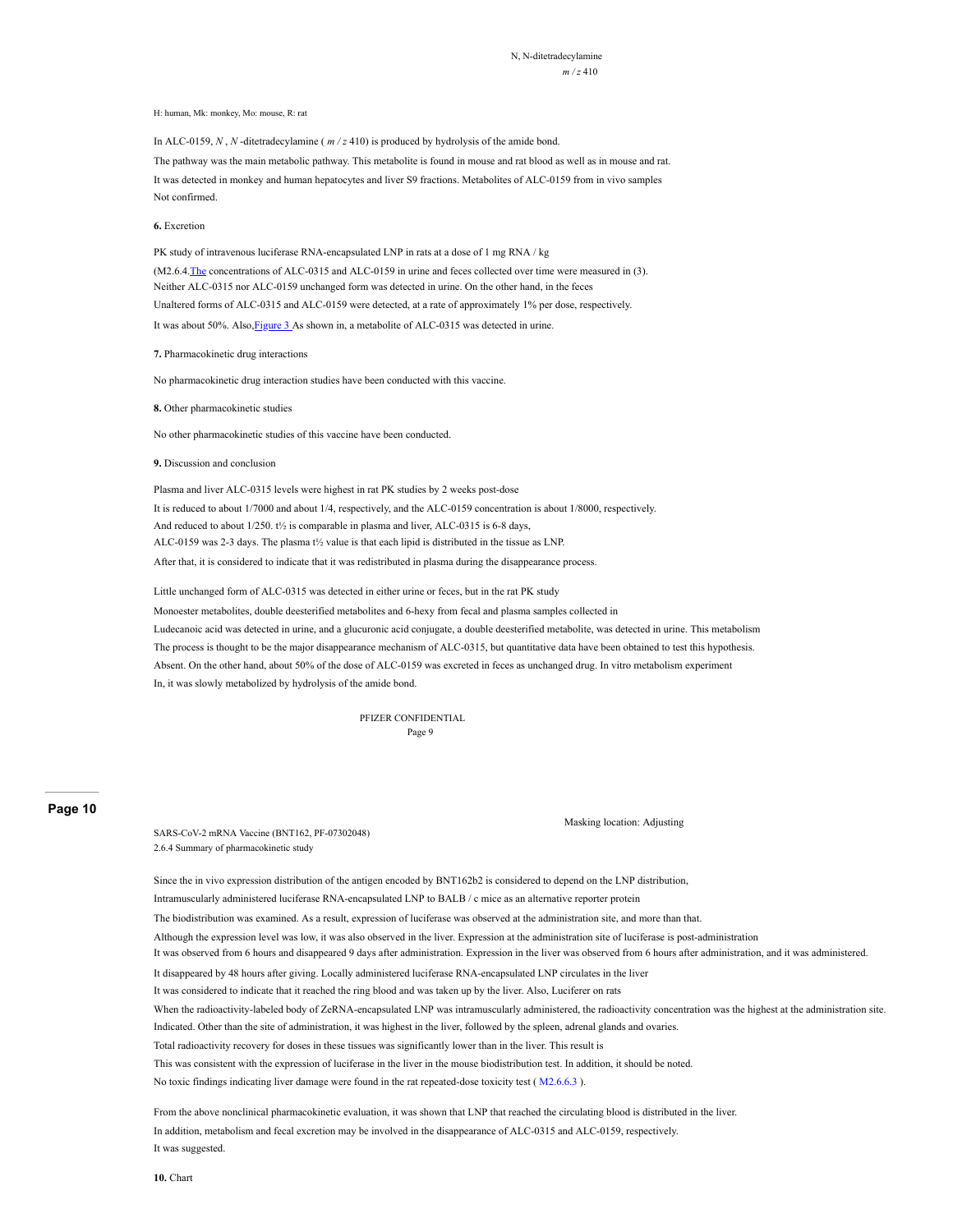N, N-ditetradecylamine
$m / z$ 410

H: human, Mk: monkey, Mo: mouse, R: rat

In ALC-0159, *N* , *N* -ditetradecylamine ( $m / z$ 410) is produced by hydrolysis of the amide bond.
The pathway was the main metabolic pathway. This metabolite is found in mouse and rat blood as well as in mouse and rat.
It was detected in monkey and human hepatocytes and liver S9 fractions. Metabolites of ALC-0159 from in vivo samples
Not confirmed.

**6.** Excretion

PK study of intravenous luciferase RNA-encapsulated LNP in rats at a dose of 1 mg RNA / kg
(M2.6.4.The concentrations of ALC-0315 and ALC-0159 in urine and feces collected over time were measured in (3).
Neither ALC-0315 nor ALC-0159 unchanged form was detected in urine. On the other hand, in the feces
Unaltered forms of ALC-0315 and ALC-0159 were detected, at a rate of approximately 1% per dose, respectively.
It was about 50%. Also,Figure 3 As shown in, a metabolite of ALC-0315 was detected in urine.

**7.** Pharmacokinetic drug interactions

No pharmacokinetic drug interaction studies have been conducted with this vaccine.

**8.** Other pharmacokinetic studies

No other pharmacokinetic studies of this vaccine have been conducted.

**9.** Discussion and conclusion

Plasma and liver ALC-0315 levels were highest in rat PK studies by 2 weeks post-dose
It is reduced to about 1/7000 and about 1/4, respectively, and the ALC-0159 concentration is about 1/8000, respectively.
And reduced to about 1/250. t½ is comparable in plasma and liver, ALC-0315 is 6-8 days,
ALC-0159 was 2-3 days. The plasma t½ value is that each lipid is distributed in the tissue as LNP.
After that, it is considered to indicate that it was redistributed in plasma during the disappearance process.

Little unchanged form of ALC-0315 was detected in either urine or feces, but in the rat PK study
Monoester metabolites, double deesterified metabolites and 6-hexy from fecal and plasma samples collected in
Ludecanoic acid was detected in urine, and a glucuronic acid conjugate, a double deesterified metabolite, was detected in urine. This metabolism
The process is thought to be the major disappearance mechanism of ALC-0315, but quantitative data have been obtained to test this hypothesis.
Absent. On the other hand, about 50% of the dose of ALC-0159 was excreted in feces as unchanged drug. In vitro metabolism experiment
In, it was slowly metabolized by hydrolysis of the amide bond.

PFIZER CONFIDENTIAL

Masking location: Adjusting

SARS-CoV-2 mRNA Vaccine (BNT162, PF-07302048)
2.6.4 Summary of pharmacokinetic study

Since the in vivo expression distribution of the antigen encoded by BNT162b2 is considered to depend on the LNP distribution,
Intramuscularly administered luciferase RNA-encapsulated LNP to BALB / c mice as an alternative reporter protein
The biodistribution was examined. As a result, expression of luciferase was observed at the administration site, and more than that.
Although the expression level was low, it was also observed in the liver. Expression at the administration site of luciferase is post-administration
It was observed from 6 hours and disappeared 9 days after administration. Expression in the liver was observed from 6 hours after administration, and it was administered.
It disappeared by 48 hours after giving. Locally administered luciferase RNA-encapsulated LNP circulates in the liver
It was considered to indicate that it reached the ring blood and was taken up by the liver. Also, Luciferer on rats
When the radioactivity-labeled body of ZeRNA-encapsulated LNP was intramuscularly administered, the radioactivity concentration was the highest at the administration site.
Indicated. Other than the site of administration, it was highest in the liver, followed by the spleen, adrenal glands and ovaries.
Total radioactivity recovery for doses in these tissues was significantly lower than in the liver. This result is
This was consistent with the expression of luciferase in the liver in the mouse biodistribution test. In addition, it should be noted.
No toxic findings indicating liver damage were found in the rat repeated-dose toxicity test ( M2.6.6.3 ).

From the above nonclinical pharmacokinetic evaluation, it was shown that LNP that reached the circulating blood is distributed in the liver.
In addition, metabolism and fecal excretion may be involved in the disappearance of ALC-0315 and ALC-0159, respectively.
It was suggested.

**10.** Chart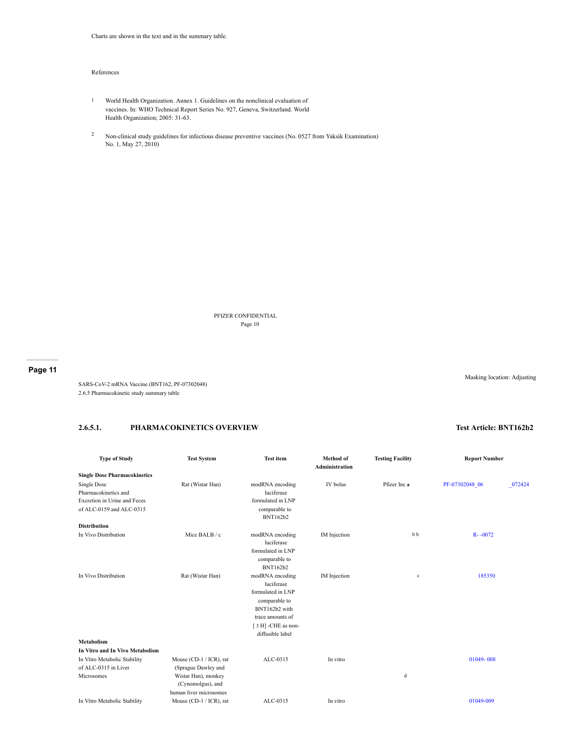Charts are shown in the text and in the summary table.

References

1. World Health Organization. Annex 1. Guidelines on the nonclinical evaluation of vaccines. In: WHO Technical Report Series No. 927, Geneva, Switzerland. World Health Organization; 2005: 31-63.

2. Non-clinical study guidelines for infectious disease preventive vaccines (No. 0527 from Yaksik Examination) No. 1, May 27, 2010)

PFIZER CONFIDENTIAL

**Page 11**

Masking location: Adjusting

SARS-CoV-2 mRNA Vaccine (BNT162, PF-07302048)
2.6.5 Pharmacokinetic study summary table

## 2.6.5.1. PHARMACOKINETICS OVERVIEW

**Test Article: BNT162b2**

| Type of Study | Test System | Test item | Method of Administration | Testing Facility | Report Number |
|---|---|---|---|---|---|
| **Single Dose Pharmacokinetics** | | | | | |
| Single Dose Pharmacokinetics and Excretion in Urine and Feces of ALC-0159 and ALC-0315 | Rat (Wistar Han) | modRNA encoding luciferase formulated in LNP comparable to BNT162b2 | IV bolus | Pfizer Inc **a** | PF-07302048_06 _072424 |
| **Distribution** | | | | | |
| In Vivo Distribution | Mice BALB / c | modRNA encoding luciferase formulated in LNP comparable to BNT162b2 | IM Injection | b b | R- -0072 |
| In Vivo Distribution | Rat (Wistar Han) | modRNA encoding luciferase formulated in LNP comparable to BNT162b2 with trace amounts of [ 3 H] -CHE as non-diffusible label | IM Injection | c | 185350 |
| **Metabolism** | | | | | |
| **In Vitro and In Vivo Metabolism** | | | | | |
| In Vitro Metabolic Stability of ALC-0315 in Liver Microsomes | Mouse (CD-1 / ICR), rat (Sprague Dawley and Wistar Han), monkey (Cynomolgus), and human liver microsomes | ALC-0315 | In vitro | d | 01049- 008 |
| In Vitro Metabolic Stability | Mouse (CD-1 / ICR), rat | ALC-0315 | In vitro | | 01049-009 |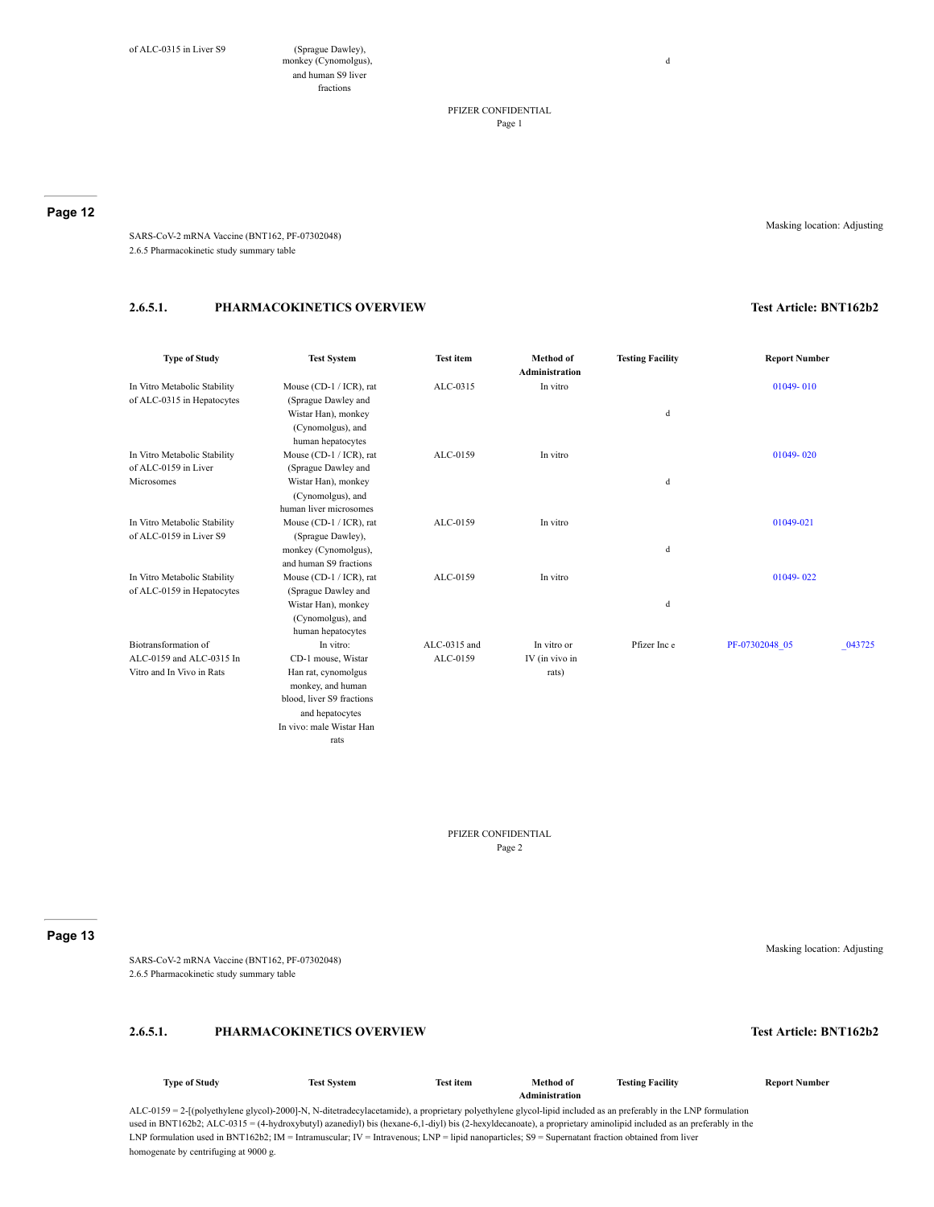| of ALC-0315 in Liver S9 | (Sprague Dawley), monkey (Cynomolgus), and human S9 liver fractions | | | d | |
|---|---|---|---|---|---|

Masking location: Adjusting

SARS-CoV-2 mRNA Vaccine (BNT162, PF-07302048)
2.6.5 Pharmacokinetic study summary table

### 2.6.5.1. PHARMACOKINETICS OVERVIEW

**Test Article: BNT162b2**

| Type of Study | Test System | Test item | Method of Administration | Testing Facility | Report Number |
|---|---|---|---|---|---|
| In Vitro Metabolic Stability of ALC-0315 in Hepatocytes | Mouse (CD-1 / ICR), rat (Sprague Dawley and Wistar Han), monkey (Cynomolgus), and human hepatocytes | ALC-0315 | In vitro | d | 01049- 010 |
| In Vitro Metabolic Stability of ALC-0159 in Liver Microsomes | Mouse (CD-1 / ICR), rat (Sprague Dawley and Wistar Han), monkey (Cynomolgus), and human liver microsomes | ALC-0159 | In vitro | d | 01049- 020 |
| In Vitro Metabolic Stability of ALC-0159 in Liver S9 | Mouse (CD-1 / ICR), rat (Sprague Dawley), monkey (Cynomolgus), and human S9 fractions | ALC-0159 | In vitro | d | 01049-021 |
| In Vitro Metabolic Stability of ALC-0159 in Hepatocytes | Mouse (CD-1 / ICR), rat (Sprague Dawley and Wistar Han), monkey (Cynomolgus), and human hepatocytes | ALC-0159 | In vitro | d | 01049- 022 |
| Biotransformation of ALC-0159 and ALC-0315 In Vitro and In Vivo in Rats | In vitro: CD-1 mouse, Wistar Han rat, cynomolgus monkey, and human blood, liver S9 fractions and hepatocytes In vivo: male Wistar Han rats | ALC-0315 and ALC-0159 | In vitro or IV (in vivo in rats) | Pfizer Inc e | PF-07302048_05 _043725 |

Masking location: Adjusting

SARS-CoV-2 mRNA Vaccine (BNT162, PF-07302048)
2.6.5 Pharmacokinetic study summary table

### 2.6.5.1. PHARMACOKINETICS OVERVIEW

**Test Article: BNT162b2**

| Type of Study | Test System | Test item | Method of Administration | Testing Facility | Report Number |
|---|---|---|---|---|---|

ALC-0159 = 2-[(polyethylene glycol)-2000]-N, N-ditetradecylacetamide), a proprietary polyethylene glycol-lipid included as an preferably in the LNP formulation used in BNT162b2; ALC-0315 = (4-hydroxybutyl) azanediyl) bis (hexane-6,1-diyl) bis (2-hexyldecanoate), a proprietary aminolipid included as an preferably in the LNP formulation used in BNT162b2; IM = Intramuscular; IV = Intravenous; LNP = lipid nanoparticles; S9 = Supernatant fraction obtained from liver homogenate by centrifuging at 9000 g.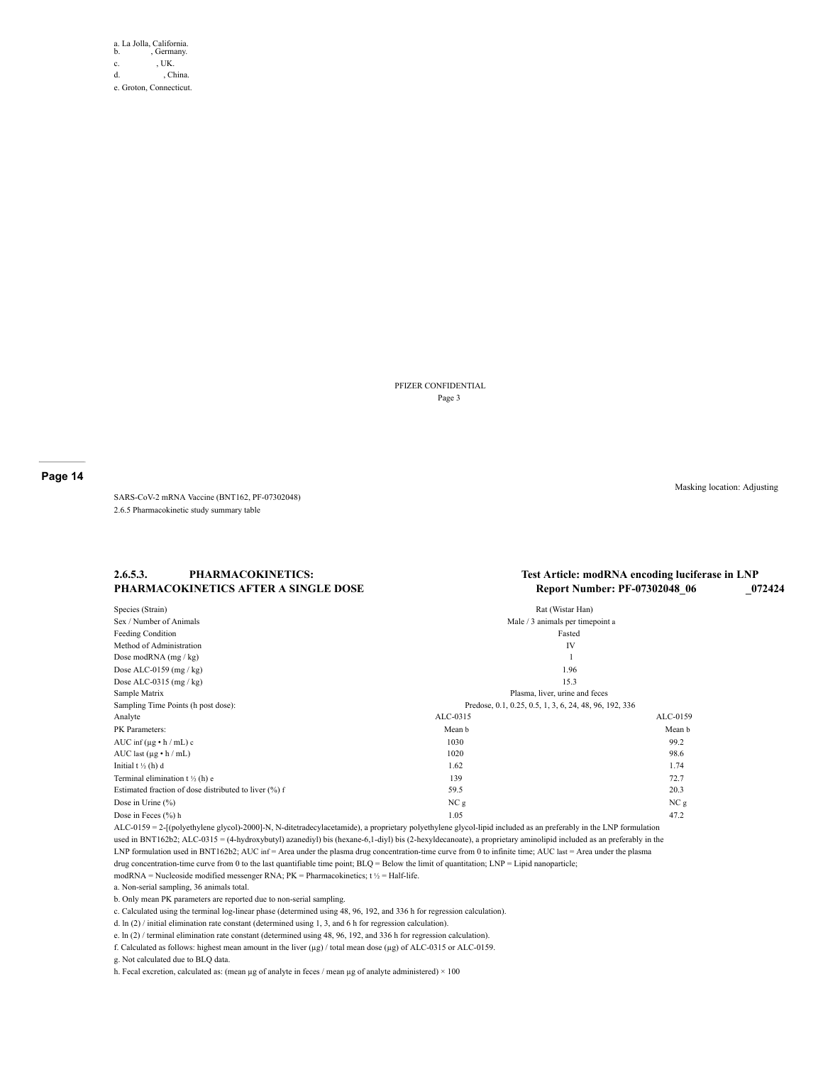a. La Jolla, California.
b. , Germany.
c. , UK.
d. , China.
e. Groton, Connecticut.

PFIZER CONFIDENTIAL
Page 3

Page 14

Masking location: Adjusting

SARS-CoV-2 mRNA Vaccine (BNT162, PF-07302048)
2.6.5 Pharmacokinetic study summary table

## 2.6.5.3. PHARMACOKINETICS: PHARMACOKINETICS AFTER A SINGLE DOSE

**Test Article: modRNA encoding luciferase in LNP**
**Report Number: PF-07302048_06 _072424**

| | | |
|---|---|---|
| Species (Strain) | Rat (Wistar Han) | |
| Sex / Number of Animals | Male / 3 animals per timepoint a | |
| Feeding Condition | Fasted | |
| Method of Administration | IV | |
| Dose modRNA (mg / kg) | 1 | |
| Dose ALC-0159 (mg / kg) | 1.96 | |
| Dose ALC-0315 (mg / kg) | 15.3 | |
| Sample Matrix | Plasma, liver, urine and feces | |
| Sampling Time Points (h post dose): | Predose, 0.1, 0.25, 0.5, 1, 3, 6, 24, 48, 96, 192, 336 | |
| Analyte | ALC-0315 | ALC-0159 |
| PK Parameters: | Mean b | Mean b |
| AUC inf (µg • h / mL) c | 1030 | 99.2 |
| AUC last (µg • h / mL) | 1020 | 98.6 |
| Initial t ½ (h) d | 1.62 | 1.74 |
| Terminal elimination t ½ (h) e | 139 | 72.7 |
| Estimated fraction of dose distributed to liver (%) f | 59.5 | 20.3 |
| Dose in Urine (%) | NC g | NC g |
| Dose in Feces (%) h | 1.05 | 47.2 |

ALC-0159 = 2-[(polyethylene glycol)-2000]-N, N-ditetradecylacetamide), a proprietary polyethylene glycol-lipid included as an preferably in the LNP formulation used in BNT162b2; ALC-0315 = (4-hydroxybutyl) azanediyl) bis (hexane-6,1-diyl) bis (2-hexyldecanoate), a proprietary aminolipid included as an preferably in the LNP formulation used in BNT162b2; AUC inf = Area under the plasma drug concentration-time curve from 0 to infinite time; AUC last = Area under the plasma drug concentration-time curve from 0 to the last quantifiable time point; BLQ = Below the limit of quantitation; LNP = Lipid nanoparticle; modRNA = Nucleoside modified messenger RNA; PK = Pharmacokinetics; t ½ = Half-life.

a. Non-serial sampling, 36 animals total.
b. Only mean PK parameters are reported due to non-serial sampling.
c. Calculated using the terminal log-linear phase (determined using 48, 96, 192, and 336 h for regression calculation).
d. ln (2) / initial elimination rate constant (determined using 1, 3, and 6 h for regression calculation).
e. ln (2) / terminal elimination rate constant (determined using 48, 96, 192, and 336 h for regression calculation).
f. Calculated as follows: highest mean amount in the liver (µg) / total mean dose (µg) of ALC-0315 or ALC-0159.
g. Not calculated due to BLQ data.
h. Fecal excretion, calculated as: (mean µg of analyte in feces / mean µg of analyte administered) × 100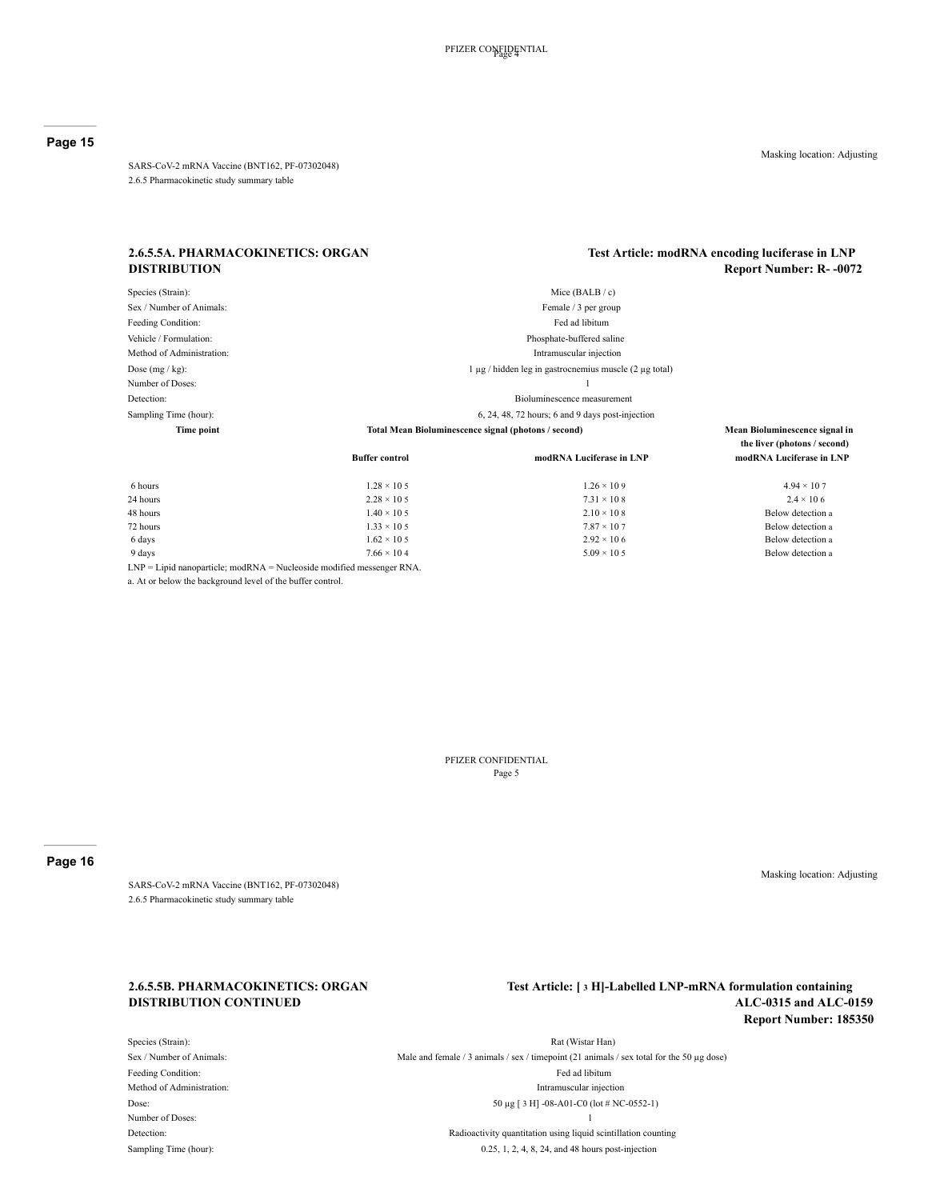**Page 15**

Masking location: Adjusting

SARS-CoV-2 mRNA Vaccine (BNT162, PF-07302048)
2.6.5 Pharmacokinetic study summary table

## 2.6.5.5A. PHARMACOKINETICS: ORGAN DISTRIBUTION

**Test Article: modRNA encoding luciferase in LNP**
**Report Number: R- -0072**

| | |
|---|---|
| Species (Strain): | Mice (BALB / c) |
| Sex / Number of Animals: | Female / 3 per group |
| Feeding Condition: | Fed ad libitum |
| Vehicle / Formulation: | Phosphate-buffered saline |
| Method of Administration: | Intramuscular injection |
| Dose (mg / kg): | 1 µg / hidden leg in gastrocnemius muscle (2 µg total) |
| Number of Doses: | 1 |
| Detection: | Bioluminescence measurement |
| Sampling Time (hour): | 6, 24, 48, 72 hours; 6 and 9 days post-injection |

| Time point | Total Mean Bioluminescence signal (photons / second) | | Mean Bioluminescence signal in the liver (photons / second) |
|---|---|---|---|
| | **Buffer control** | **modRNA Luciferase in LNP** | **modRNA Luciferase in LNP** |
| 6 hours | $1.28 \times 10^5$ | $1.26 \times 10^9$ | $4.94 \times 10^7$ |
| 24 hours | $2.28 \times 10^5$ | $7.31 \times 10^8$ | $2.4 \times 10^6$ |
| 48 hours | $1.40 \times 10^5$ | $2.10 \times 10^8$ | Below detection a |
| 72 hours | $1.33 \times 10^5$ | $7.87 \times 10^7$ | Below detection a |
| 6 days | $1.62 \times 10^5$ | $2.92 \times 10^6$ | Below detection a |
| 9 days | $7.66 \times 10^4$ | $5.09 \times 10^5$ | Below detection a |

LNP = Lipid nanoparticle; modRNA = Nucleoside modified messenger RNA.

a. At or below the background level of the buffer control.

**Page 16**

Masking location: Adjusting

SARS-CoV-2 mRNA Vaccine (BNT162, PF-07302048)
2.6.5 Pharmacokinetic study summary table

## 2.6.5.5B. PHARMACOKINETICS: ORGAN DISTRIBUTION CONTINUED

**Test Article: [ $^3$ H]-Labelled LNP-mRNA formulation containing ALC-0315 and ALC-0159**
**Report Number: 185350**

| | |
|---|---|
| Species (Strain): | Rat (Wistar Han) |
| Sex / Number of Animals: | Male and female / 3 animals / sex / timepoint (21 animals / sex total for the 50 µg dose) |
| Feeding Condition: | Fed ad libitum |
| Method of Administration: | Intramuscular injection |
| Dose: | 50 µg [ $^3$ H] -08-A01-C0 (lot # NC-0552-1) |
| Number of Doses: | 1 |
| Detection: | Radioactivity quantitation using liquid scintillation counting |
| Sampling Time (hour): | 0.25, 1, 2, 4, 8, 24, and 48 hours post-injection |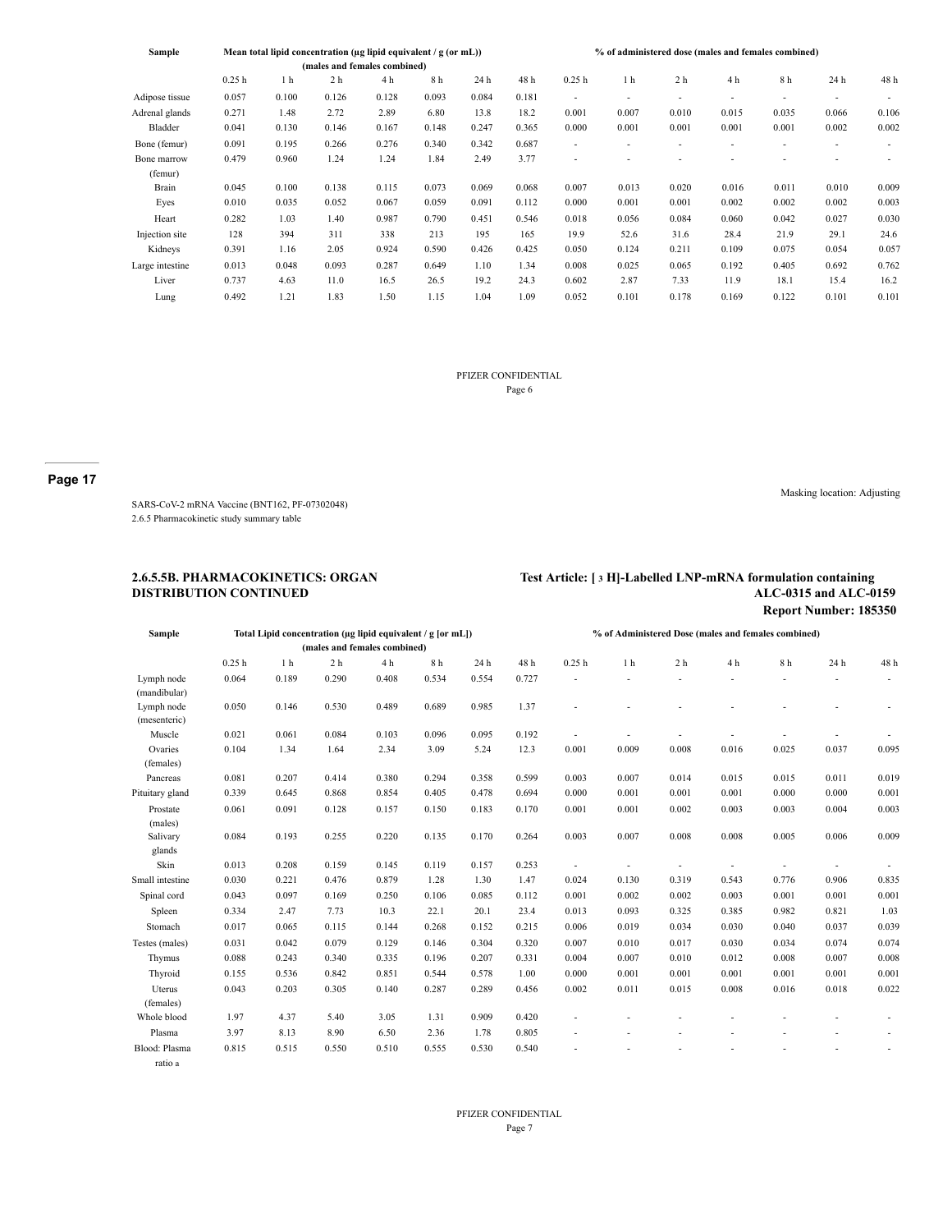| Sample | Mean total lipid concentration (µg lipid equivalent / g (or mL)) (males and females combined) | | | | | | | % of administered dose (males and females combined) | | | | | | |
|---|---|---|---|---|---|---|---|---|---|---|---|---|---|---|
| | 0.25 h | 1 h | 2 h | 4 h | 8 h | 24 h | 48 h | 0.25 h | 1 h | 2 h | 4 h | 8 h | 24 h | 48 h |
| Adipose tissue | 0.057 | 0.100 | 0.126 | 0.128 | 0.093 | 0.084 | 0.181 | - | - | - | - | - | - | - |
| Adrenal glands | 0.271 | 1.48 | 2.72 | 2.89 | 6.80 | 13.8 | 18.2 | 0.001 | 0.007 | 0.010 | 0.015 | 0.035 | 0.066 | 0.106 |
| Bladder | 0.041 | 0.130 | 0.146 | 0.167 | 0.148 | 0.247 | 0.365 | 0.000 | 0.001 | 0.001 | 0.001 | 0.001 | 0.002 | 0.002 |
| Bone (femur) | 0.091 | 0.195 | 0.266 | 0.276 | 0.340 | 0.342 | 0.687 | - | - | - | - | - | - | - |
| Bone marrow (femur) | 0.479 | 0.960 | 1.24 | 1.24 | 1.84 | 2.49 | 3.77 | - | - | - | - | - | - | - |
| Brain | 0.045 | 0.100 | 0.138 | 0.115 | 0.073 | 0.069 | 0.068 | 0.007 | 0.013 | 0.020 | 0.016 | 0.011 | 0.010 | 0.009 |
| Eyes | 0.010 | 0.035 | 0.052 | 0.067 | 0.059 | 0.091 | 0.112 | 0.000 | 0.001 | 0.001 | 0.002 | 0.002 | 0.002 | 0.003 |
| Heart | 0.282 | 1.03 | 1.40 | 0.987 | 0.790 | 0.451 | 0.546 | 0.018 | 0.056 | 0.084 | 0.060 | 0.042 | 0.027 | 0.030 |
| Injection site | 128 | 394 | 311 | 338 | 213 | 195 | 165 | 19.9 | 52.6 | 31.6 | 28.4 | 21.9 | 29.1 | 24.6 |
| Kidneys | 0.391 | 1.16 | 2.05 | 0.924 | 0.590 | 0.426 | 0.425 | 0.050 | 0.124 | 0.211 | 0.109 | 0.075 | 0.054 | 0.057 |
| Large intestine | 0.013 | 0.048 | 0.093 | 0.287 | 0.649 | 1.10 | 1.34 | 0.008 | 0.025 | 0.065 | 0.192 | 0.405 | 0.692 | 0.762 |
| Liver | 0.737 | 4.63 | 11.0 | 16.5 | 26.5 | 19.2 | 24.3 | 0.602 | 2.87 | 7.33 | 11.9 | 18.1 | 15.4 | 16.2 |
| Lung | 0.492 | 1.21 | 1.83 | 1.50 | 1.15 | 1.04 | 1.09 | 0.052 | 0.101 | 0.178 | 0.169 | 0.122 | 0.101 | 0.101 |

PFIZER CONFIDENTIAL
Page 6

Masking location: Adjusting

SARS-CoV-2 mRNA Vaccine (BNT162, PF-07302048)
2.6.5 Pharmacokinetic study summary table

## 2.6.5.5B. PHARMACOKINETICS: ORGAN DISTRIBUTION CONTINUED

**Test Article: [ 3 H]-Labelled LNP-mRNA formulation containing ALC-0315 and ALC-0159**
**Report Number: 185350**

| Sample | Total Lipid concentration (µg lipid equivalent / g [or mL]) (males and females combined) | | | | | | | % of Administered Dose (males and females combined) | | | | | | |
|---|---|---|---|---|---|---|---|---|---|---|---|---|---|---|
| | 0.25 h | 1 h | 2 h | 4 h | 8 h | 24 h | 48 h | 0.25 h | 1 h | 2 h | 4 h | 8 h | 24 h | 48 h |
| Lymph node (mandibular) | 0.064 | 0.189 | 0.290 | 0.408 | 0.534 | 0.554 | 0.727 | - | - | - | - | - | - | - |
| Lymph node (mesenteric) | 0.050 | 0.146 | 0.530 | 0.489 | 0.689 | 0.985 | 1.37 | - | - | - | - | - | - | - |
| Muscle | 0.021 | 0.061 | 0.084 | 0.103 | 0.096 | 0.095 | 0.192 | - | - | - | - | - | - | - |
| Ovaries (females) | 0.104 | 1.34 | 1.64 | 2.34 | 3.09 | 5.24 | 12.3 | 0.001 | 0.009 | 0.008 | 0.016 | 0.025 | 0.037 | 0.095 |
| Pancreas | 0.081 | 0.207 | 0.414 | 0.380 | 0.294 | 0.358 | 0.599 | 0.003 | 0.007 | 0.014 | 0.015 | 0.015 | 0.011 | 0.019 |
| Pituitary gland | 0.339 | 0.645 | 0.868 | 0.854 | 0.405 | 0.478 | 0.694 | 0.000 | 0.001 | 0.001 | 0.001 | 0.000 | 0.000 | 0.001 |
| Prostate (males) | 0.061 | 0.091 | 0.128 | 0.157 | 0.150 | 0.183 | 0.170 | 0.001 | 0.001 | 0.002 | 0.003 | 0.003 | 0.004 | 0.003 |
| Salivary glands | 0.084 | 0.193 | 0.255 | 0.220 | 0.135 | 0.170 | 0.264 | 0.003 | 0.007 | 0.008 | 0.008 | 0.005 | 0.006 | 0.009 |
| Skin | 0.013 | 0.208 | 0.159 | 0.145 | 0.119 | 0.157 | 0.253 | - | - | - | - | - | - | - |
| Small intestine | 0.030 | 0.221 | 0.476 | 0.879 | 1.28 | 1.30 | 1.47 | 0.024 | 0.130 | 0.319 | 0.543 | 0.776 | 0.906 | 0.835 |
| Spinal cord | 0.043 | 0.097 | 0.169 | 0.250 | 0.106 | 0.085 | 0.112 | 0.001 | 0.002 | 0.002 | 0.003 | 0.001 | 0.001 | 0.001 |
| Spleen | 0.334 | 2.47 | 7.73 | 10.3 | 22.1 | 20.1 | 23.4 | 0.013 | 0.093 | 0.325 | 0.385 | 0.982 | 0.821 | 1.03 |
| Stomach | 0.017 | 0.065 | 0.115 | 0.144 | 0.268 | 0.152 | 0.215 | 0.006 | 0.019 | 0.034 | 0.030 | 0.040 | 0.037 | 0.039 |
| Testes (males) | 0.031 | 0.042 | 0.079 | 0.129 | 0.146 | 0.304 | 0.320 | 0.007 | 0.010 | 0.017 | 0.030 | 0.034 | 0.074 | 0.074 |
| Thymus | 0.088 | 0.243 | 0.340 | 0.335 | 0.196 | 0.207 | 0.331 | 0.004 | 0.007 | 0.010 | 0.012 | 0.008 | 0.007 | 0.008 |
| Thyroid | 0.155 | 0.536 | 0.842 | 0.851 | 0.544 | 0.578 | 1.00 | 0.000 | 0.001 | 0.001 | 0.001 | 0.001 | 0.001 | 0.001 |
| Uterus (females) | 0.043 | 0.203 | 0.305 | 0.140 | 0.287 | 0.289 | 0.456 | 0.002 | 0.011 | 0.015 | 0.008 | 0.016 | 0.018 | 0.022 |
| Whole blood | 1.97 | 4.37 | 5.40 | 3.05 | 1.31 | 0.909 | 0.420 | - | - | - | - | - | - | - |
| Plasma | 3.97 | 8.13 | 8.90 | 6.50 | 2.36 | 1.78 | 0.805 | - | - | - | - | - | - | - |
| Blood: Plasma ratio a | 0.815 | 0.515 | 0.550 | 0.510 | 0.555 | 0.530 | 0.540 | - | - | - | - | - | - | - |

PFIZER CONFIDENTIAL
Page 7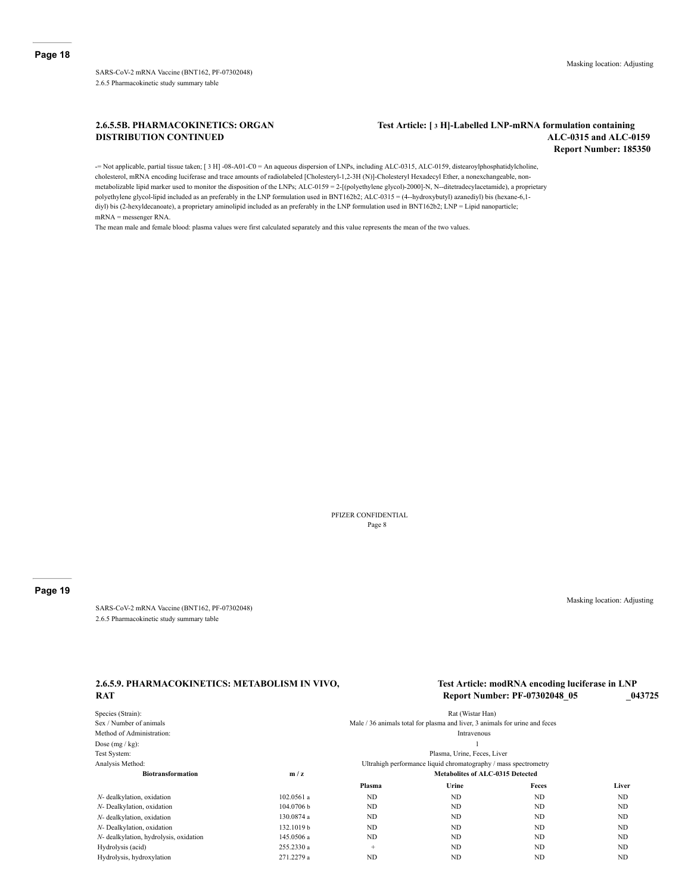**Page 18**

Masking location: Adjusting

SARS-CoV-2 mRNA Vaccine (BNT162, PF-07302048)
2.6.5 Pharmacokinetic study summary table

### 2.6.5.5B. PHARMACOKINETICS: ORGAN DISTRIBUTION CONTINUED

**Test Article: [ 3 H]-Labelled LNP-mRNA formulation containing ALC-0315 and ALC-0159**
**Report Number: 185350**

-= Not applicable, partial tissue taken; [ 3 H] -08-A01-C0 = An aqueous dispersion of LNPs, including ALC-0315, ALC-0159, distearoylphosphatidylcholine, cholesterol, mRNA encoding luciferase and trace amounts of radiolabeled [Cholesteryl-1,2-3H (N)]-Cholesteryl Hexadecyl Ether, a nonexchangeable, non-metabolizable lipid marker used to monitor the disposition of the LNPs; ALC-0159 = 2-[(polyethylene glycol)-2000]-N, N--ditetradecylacetamide), a proprietary polyethylene glycol-lipid included as an preferably in the LNP formulation used in BNT162b2; ALC-0315 = (4--hydroxybutyl) azanediyl) bis (hexane-6,1-diyl) bis (2-hexyldecanoate), a proprietary aminolipid included as an preferably in the LNP formulation used in BNT162b2; LNP = Lipid nanoparticle; mRNA = messenger RNA.

The mean male and female blood: plasma values were first calculated separately and this value represents the mean of the two values.

PFIZER CONFIDENTIAL
Page 8

**Page 19**

Masking location: Adjusting

SARS-CoV-2 mRNA Vaccine (BNT162, PF-07302048)
2.6.5 Pharmacokinetic study summary table

### 2.6.5.9. PHARMACOKINETICS: METABOLISM IN VIVO, RAT

**Test Article: modRNA encoding luciferase in LNP**
**Report Number: PF-07302048_05 _043725**

| | |
|---|---|
| Species (Strain): | Rat (Wistar Han) |
| Sex / Number of animals | Male / 36 animals total for plasma and liver, 3 animals for urine and feces |
| Method of Administration: | Intravenous |
| Dose (mg / kg): | 1 |
| Test System: | Plasma, Urine, Feces, Liver |
| Analysis Method: | Ultrahigh performance liquid chromatography / mass spectrometry |

| Biotransformation | m / z | Metabolites of ALC-0315 Detected | | | |
|---|---|---|---|---|---|
| | | Plasma | Urine | Feces | Liver |
| *N*- dealkylation, oxidation | 102.0561 a | ND | ND | ND | ND |
| *N*- Dealkylation, oxidation | 104.0706 b | ND | ND | ND | ND |
| *N*- dealkylation, oxidation | 130.0874 a | ND | ND | ND | ND |
| *N*- Dealkylation, oxidation | 132.1019 b | ND | ND | ND | ND |
| *N*- dealkylation, hydrolysis, oxidation | 145.0506 a | ND | ND | ND | ND |
| Hydrolysis (acid) | 255.2330 a | + | ND | ND | ND |
| Hydrolysis, hydroxylation | 271.2279 a | ND | ND | ND | ND |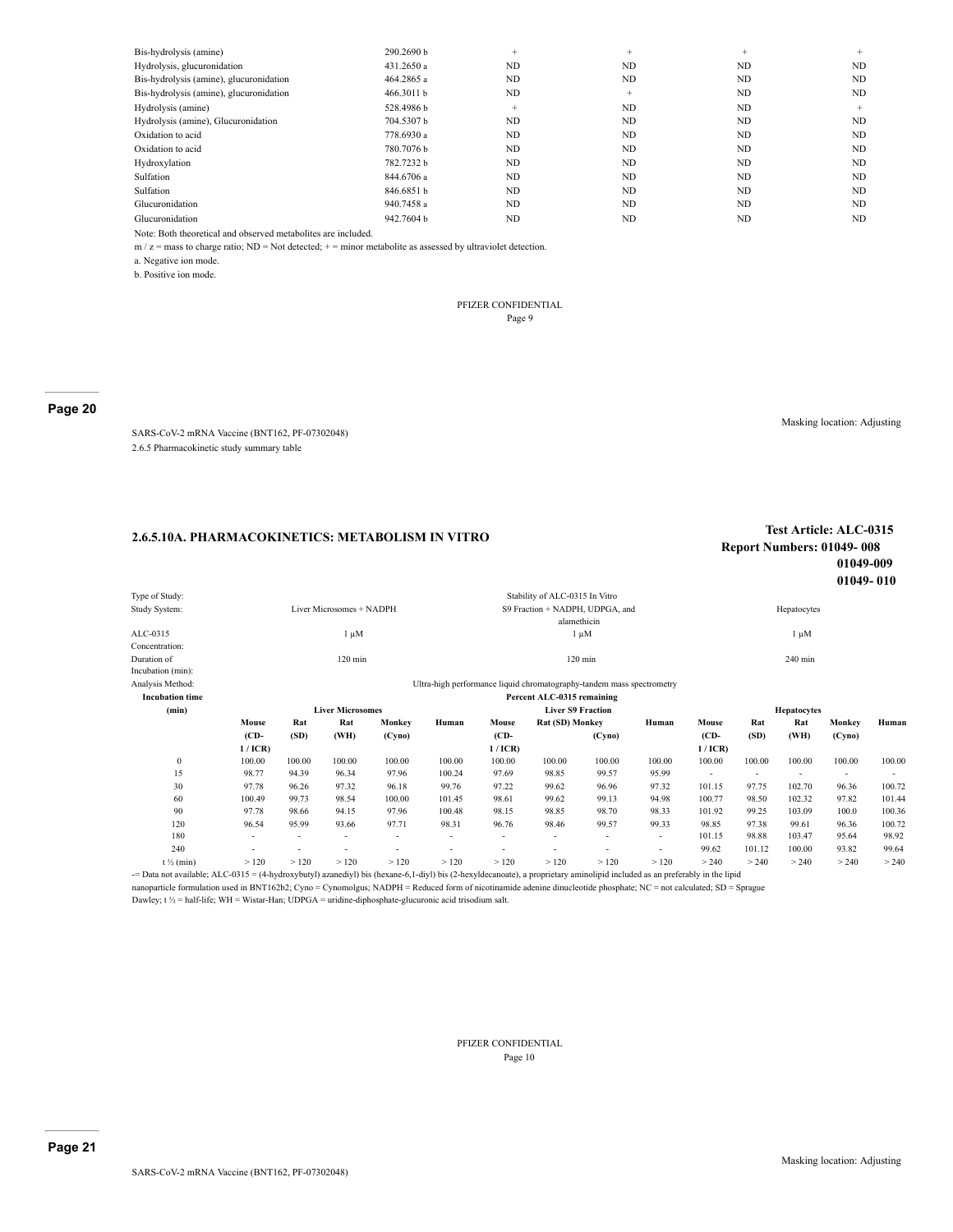| | | | | | |
|---|---|---|---|---|---|
| Bis-hydrolysis (amine) | 290.2690 b | + | + | + | + |
| Hydrolysis, glucuronidation | 431.2650 a | ND | ND | ND | ND |
| Bis-hydrolysis (amine), glucuronidation | 464.2865 a | ND | ND | ND | ND |
| Bis-hydrolysis (amine), glucuronidation | 466.3011 b | ND | + | ND | ND |
| Hydrolysis (amine) | 528.4986 b | + | ND | ND | + |
| Hydrolysis (amine), Glucuronidation | 704.5307 b | ND | ND | ND | ND |
| Oxidation to acid | 778.6930 a | ND | ND | ND | ND |
| Oxidation to acid | 780.7076 b | ND | ND | ND | ND |
| Hydroxylation | 782.7232 b | ND | ND | ND | ND |
| Sulfation | 844.6706 a | ND | ND | ND | ND |
| Sulfation | 846.6851 b | ND | ND | ND | ND |
| Glucuronidation | 940.7458 a | ND | ND | ND | ND |
| Glucuronidation | 942.7604 b | ND | ND | ND | ND |

Note: Both theoretical and observed metabolites are included.

m / z = mass to charge ratio; ND = Not detected; + = minor metabolite as assessed by ultraviolet detection.

a. Negative ion mode.

b. Positive ion mode.

PFIZER CONFIDENTIAL

**Page 20**

Masking location: Adjusting

SARS-CoV-2 mRNA Vaccine (BNT162, PF-07302048)

2.6.5 Pharmacokinetic study summary table

## 2.6.5.10A. PHARMACOKINETICS: METABOLISM IN VITRO

**Test Article: ALC-0315**
**Report Numbers: 01049- 008**
**01049-009**
**01049- 010**

Type of Study: Stability of ALC-0315 In Vitro

| Study System: | Liver Microsomes + NADPH | S9 Fraction + NADPH, UDPGA, and alamethicin | Hepatocytes |
|---|---|---|---|
| ALC-0315 Concentration: | 1 μM | 1 μM | 1 μM |
| Duration of Incubation (min): | 120 min | 120 min | 240 min |

Analysis Method: Ultra-high performance liquid chromatography-tandem mass spectrometry

| Incubation time (min) | Percent ALC-0315 remaining | | | | | | | | | | | | | | |
|---|---|---|---|---|---|---|---|---|---|---|---|---|---|---|---|
| | Liver Microsomes | | | | | Liver S9 Fraction | | | | | Hepatocytes | | | | |
| | Mouse (CD-1 / ICR) | Rat (SD) | Rat (WH) | Monkey (Cyno) | Human | Mouse (CD-1 / ICR) | Rat (SD) | Monkey (Cyno) | Human | | Mouse (CD-1 / ICR) | Rat (SD) | Rat (WH) | Monkey (Cyno) | Human |
| 0 | 100.00 | 100.00 | 100.00 | 100.00 | 100.00 | 100.00 | 100.00 | 100.00 | 100.00 | | 100.00 | 100.00 | 100.00 | 100.00 | 100.00 |
| 15 | 98.77 | 94.39 | 96.34 | 97.96 | 100.24 | 97.69 | 98.85 | 99.57 | 95.99 | | - | - | - | - | - |
| 30 | 97.78 | 96.26 | 97.32 | 96.18 | 99.76 | 97.22 | 99.62 | 96.96 | 97.32 | | 101.15 | 97.75 | 102.70 | 96.36 | 100.72 |
| 60 | 100.49 | 99.73 | 98.54 | 100.00 | 101.45 | 98.61 | 99.62 | 99.13 | 94.98 | | 100.77 | 98.50 | 102.32 | 97.82 | 101.44 |
| 90 | 97.78 | 98.66 | 94.15 | 97.96 | 100.48 | 98.15 | 98.85 | 98.70 | 98.33 | | 101.92 | 99.25 | 103.09 | 100.0 | 100.36 |
| 120 | 96.54 | 95.99 | 93.66 | 97.71 | 98.31 | 96.76 | 98.46 | 99.57 | 99.33 | | 98.85 | 97.38 | 99.61 | 96.36 | 100.72 |
| 180 | - | - | - | - | - | - | - | - | - | | 101.15 | 98.88 | 103.47 | 95.64 | 98.92 |
| 240 | - | - | - | - | - | - | - | - | - | | 99.62 | 101.12 | 100.00 | 93.82 | 99.64 |
| t ½ (min) | > 120 | > 120 | > 120 | > 120 | > 120 | > 120 | > 120 | > 120 | > 120 | | > 240 | > 240 | > 240 | > 240 | > 240 |

-= Data not available; ALC-0315 = (4-hydroxybutyl) azanediyl) bis (hexane-6,1-diyl) bis (2-hexyldecanoate), a proprietary aminolipid included as an preferably in the lipid nanoparticle formulation used in BNT162b2; Cyno = Cynomolgus; NADPH = Reduced form of nicotinamide adenine dinucleotide phosphate; NC = not calculated; SD = Sprague Dawley; t ½ = half-life; WH = Wistar-Han; UDPGA = uridine-diphosphate-glucuronic acid trisodium salt.

PFIZER CONFIDENTIAL

**Page 21**

Masking location: Adjusting

SARS-CoV-2 mRNA Vaccine (BNT162, PF-07302048)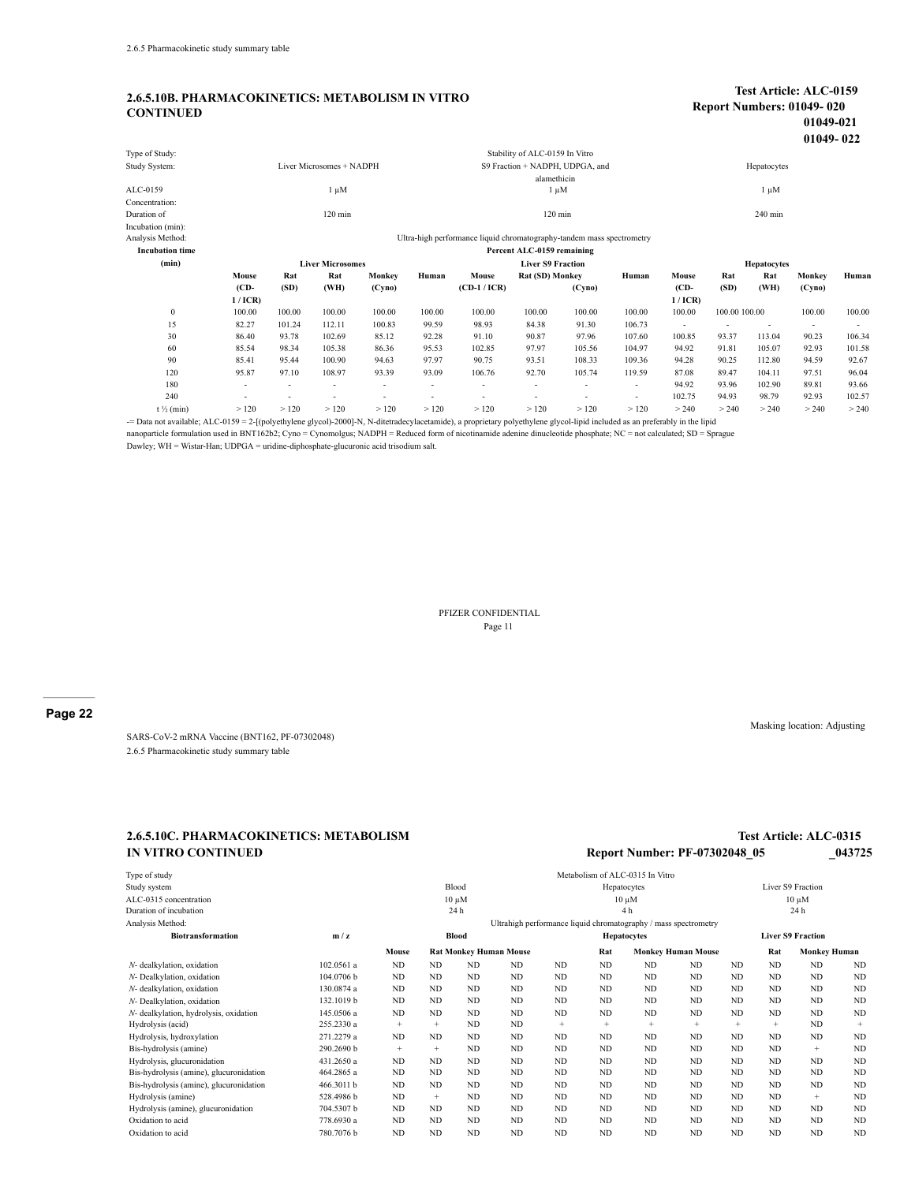## 2.6.5.10B. PHARMACOKINETICS: METABOLISM IN VITRO CONTINUED

**Test Article: ALC-0159**
**Report Numbers: 01049- 020 01049-021 01049- 022**

| Type of Study: | Stability of ALC-0159 In Vitro | | |
|---|---|---|---|
| Study System: | Liver Microsomes + NADPH | S9 Fraction + NADPH, UDPGA, and alamethicin | Hepatocytes |
| ALC-0159 Concentration: | 1 µM | 1 µM | 1 µM |
| Duration of Incubation (min): | 120 min | 120 min | 240 min |
| Analysis Method: | Ultra-high performance liquid chromatography-tandem mass spectrometry | | |

| Incubation time (min) | Percent ALC-0159 remaining | | | | | | | | | | | | | | |
|---|---|---|---|---|---|---|---|---|---|---|---|---|---|---|---|
| | Liver Microsomes | | | | | Liver S9 Fraction | | | | Hepatocytes | | | | |
| | Mouse (CD-1 / ICR) | Rat (SD) | Rat (WH) | Monkey (Cyno) | Human | Mouse (CD-1 / ICR) | Rat (SD) | Monkey (Cyno) | Human | Mouse (CD-1 / ICR) | Rat (SD) | Rat (WH) | Monkey (Cyno) | Human |
| 0 | 100.00 | 100.00 | 100.00 | 100.00 | 100.00 | 100.00 | 100.00 | 100.00 | 100.00 | 100.00 | 100.00 | 100.00 | 100.00 | 100.00 |
| 15 | 82.27 | 101.24 | 112.11 | 100.83 | 99.59 | 98.93 | 84.38 | 91.30 | 106.73 | - | - | - | - | - |
| 30 | 86.40 | 93.78 | 102.69 | 85.12 | 92.28 | 91.10 | 90.87 | 97.96 | 107.60 | 100.85 | 93.37 | 113.04 | 90.23 | 106.34 |
| 60 | 85.54 | 98.34 | 105.38 | 86.36 | 95.53 | 102.85 | 97.97 | 105.56 | 104.97 | 94.92 | 91.81 | 105.07 | 92.93 | 101.58 |
| 90 | 85.41 | 95.44 | 100.90 | 94.63 | 97.97 | 90.75 | 93.51 | 108.33 | 109.36 | 94.28 | 90.25 | 112.80 | 94.59 | 92.67 |
| 120 | 95.87 | 97.10 | 108.97 | 93.39 | 93.09 | 106.76 | 92.70 | 105.74 | 119.59 | 87.08 | 89.47 | 104.11 | 97.51 | 96.04 |
| 180 | - | - | - | - | - | - | - | - | - | 94.92 | 93.96 | 102.90 | 89.81 | 93.66 |
| 240 | - | - | - | - | - | - | - | - | - | 102.75 | 94.93 | 98.79 | 92.93 | 102.57 |
| t ½ (min) | > 120 | > 120 | > 120 | > 120 | > 120 | > 120 | > 120 | > 120 | > 120 | > 240 | > 240 | > 240 | > 240 | > 240 |

-= Data not available; ALC-0159 = 2-[(polyethylene glycol)-2000]-N, N-ditetradecylacetamide), a proprietary polyethylene glycol-lipid included as an preferably in the lipid nanoparticle formulation used in BNT162b2; Cyno = Cynomolgus; NADPH = Reduced form of nicotinamide adenine dinucleotide phosphate; NC = not calculated; SD = Sprague Dawley; WH = Wistar-Han; UDPGA = uridine-diphosphate-glucuronic acid trisodium salt.

PFIZER CONFIDENTIAL

Masking location: Adjusting

SARS-CoV-2 mRNA Vaccine (BNT162, PF-07302048)

2.6.5 Pharmacokinetic study summary table

## 2.6.5.10C. PHARMACOKINETICS: METABOLISM IN VITRO CONTINUED

**Test Article: ALC-0315**
**Report Number: PF-07302048_05 _043725**

| Type of study | Metabolism of ALC-0315 In Vitro | | |
|---|---|---|---|
| Study system | Blood | Hepatocytes | Liver S9 Fraction |
| ALC-0315 concentration | 10 µM | 10 µM | 10 µM |
| Duration of incubation | 24 h | 4 h | 24 h |
| Analysis Method: | Ultrahigh performance liquid chromatography / mass spectrometry | | |

| Biotransformation | m / z | Blood | | | | Hepatocytes | | | | Liver S9 Fraction | | | |
|---|---|---|---|---|---|---|---|---|---|---|---|---|---|
| | | Mouse | Rat | Monkey | Human | Mouse | Rat | Monkey | Human | Mouse | Rat | Monkey | Human |
| *N*- dealkylation, oxidation | 102.0561 a | ND | ND | ND | ND | ND | ND | ND | ND | ND | ND | ND | ND |
| *N*- Dealkylation, oxidation | 104.0706 b | ND | ND | ND | ND | ND | ND | ND | ND | ND | ND | ND | ND |
| *N*- dealkylation, oxidation | 130.0874 a | ND | ND | ND | ND | ND | ND | ND | ND | ND | ND | ND | ND |
| *N*- Dealkylation, oxidation | 132.1019 b | ND | ND | ND | ND | ND | ND | ND | ND | ND | ND | ND | ND |
| *N*- dealkylation, hydrolysis, oxidation | 145.0506 a | ND | ND | ND | ND | ND | ND | ND | ND | ND | ND | ND | ND |
| Hydrolysis (acid) | 255.2330 a | + | + | ND | ND | + | + | + | + | + | + | ND | + |
| Hydrolysis, hydroxylation | 271.2279 a | ND | ND | ND | ND | ND | ND | ND | ND | ND | ND | ND | ND |
| Bis-hydrolysis (amine) | 290.2690 b | + | + | ND | ND | ND | ND | ND | ND | ND | ND | + | ND |
| Hydrolysis, glucuronidation | 431.2650 a | ND | ND | ND | ND | ND | ND | ND | ND | ND | ND | ND | ND |
| Bis-hydrolysis (amine), glucuronidation | 464.2865 a | ND | ND | ND | ND | ND | ND | ND | ND | ND | ND | ND | ND |
| Bis-hydrolysis (amine), glucuronidation | 466.3011 b | ND | ND | ND | ND | ND | ND | ND | ND | ND | ND | ND | ND |
| Hydrolysis (amine) | 528.4986 b | ND | + | ND | ND | ND | ND | ND | ND | ND | ND | + | ND |
| Hydrolysis (amine), glucuronidation | 704.5307 b | ND | ND | ND | ND | ND | ND | ND | ND | ND | ND | ND | ND |
| Oxidation to acid | 778.6930 a | ND | ND | ND | ND | ND | ND | ND | ND | ND | ND | ND | ND |
| Oxidation to acid | 780.7076 b | ND | ND | ND | ND | ND | ND | ND | ND | ND | ND | ND | ND |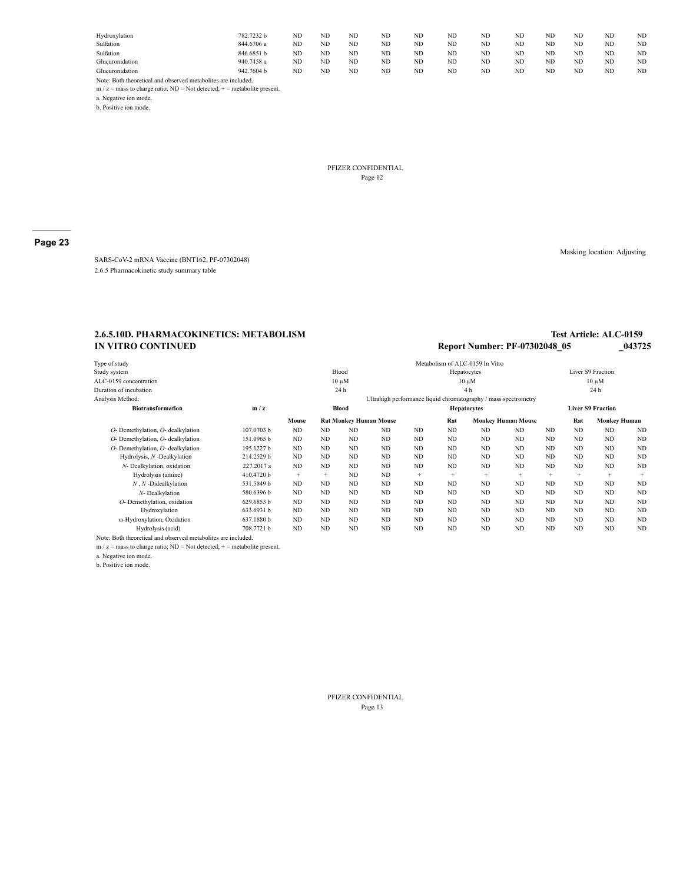| | | | | | | | | | | | | | |
|---|---|---|---|---|---|---|---|---|---|---|---|---|---|
| Hydroxylation | 782.7232 b | ND | ND | ND | ND | ND | ND | ND | ND | ND | ND | ND | ND |
| Sulfation | 844.6706 a | ND | ND | ND | ND | ND | ND | ND | ND | ND | ND | ND | ND |
| Sulfation | 846.6851 b | ND | ND | ND | ND | ND | ND | ND | ND | ND | ND | ND | ND |
| Glucuronidation | 940.7458 a | ND | ND | ND | ND | ND | ND | ND | ND | ND | ND | ND | ND |
| Glucuronidation | 942.7604 b | ND | ND | ND | ND | ND | ND | ND | ND | ND | ND | ND | ND |

Note: Both theoretical and observed metabolites are included.

m / z = mass to charge ratio; ND = Not detected; + = metabolite present.

a. Negative ion mode.

b. Positive ion mode.

Masking location: Adjusting

SARS-CoV-2 mRNA Vaccine (BNT162, PF-07302048)

2.6.5 Pharmacokinetic study summary table

## 2.6.5.10D. PHARMACOKINETICS: METABOLISM IN VITRO CONTINUED

**Test Article: ALC-0159**

**Report Number: PF-07302048_05 _043725**

| Type of study | | Metabolism of ALC-0159 In Vitro | | | | | | | | | | | |
|---|---|---|---|---|---|---|---|---|---|---|---|---|---|
| Study system | | Blood | | | | Hepatocytes | | | | Liver S9 Fraction | | | |
| ALC-0159 concentration | | 10 µM | | | | 10 µM | | | | 10 µM | | | |
| Duration of incubation | | 24 h | | | | 4 h | | | | 24 h | | | |
| Analysis Method: | | Ultrahigh performance liquid chromatography / mass spectrometry | | | | | | | | | | | |
| **Biotransformation** | **m / z** | **Blood** | | | | **Hepatocytes** | | | | **Liver S9 Fraction** | | | |
| | | **Mouse** | **Rat** | **Monkey** | **Human** | **Mouse** | **Rat** | **Monkey** | **Human** | **Mouse** | **Rat** | **Monkey** | **Human** |
| *O*- Demethylation, *O*- dealkylation | 107.0703 b | ND | ND | ND | ND | ND | ND | ND | ND | ND | ND | ND | ND |
| *O*- Demethylation, *O*- dealkylation | 151.0965 b | ND | ND | ND | ND | ND | ND | ND | ND | ND | ND | ND | ND |
| *O*- Demethylation, *O*- dealkylation | 195.1227 b | ND | ND | ND | ND | ND | ND | ND | ND | ND | ND | ND | ND |
| Hydrolysis, *N* -Dealkylation | 214.2529 b | ND | ND | ND | ND | ND | ND | ND | ND | ND | ND | ND | ND |
| *N*- Dealkylation, oxidation | 227.2017 a | ND | ND | ND | ND | ND | ND | ND | ND | ND | ND | ND | ND |
| Hydrolysis (amine) | 410.4720 b | + | + | ND | ND | + | + | + | + | + | + | + | + |
| *N* , *N* -Didealkylation | 531.5849 b | ND | ND | ND | ND | ND | ND | ND | ND | ND | ND | ND | ND |
| *N*- Dealkylation | 580.6396 b | ND | ND | ND | ND | ND | ND | ND | ND | ND | ND | ND | ND |
| *O*- Demethylation, oxidation | 629.6853 b | ND | ND | ND | ND | ND | ND | ND | ND | ND | ND | ND | ND |
| Hydroxylation | 633.6931 b | ND | ND | ND | ND | ND | ND | ND | ND | ND | ND | ND | ND |
| ω-Hydroxylation, Oxidation | 637.1880 b | ND | ND | ND | ND | ND | ND | ND | ND | ND | ND | ND | ND |
| Hydrolysis (acid) | 708.7721 b | ND | ND | ND | ND | ND | ND | ND | ND | ND | ND | ND | ND |

Note: Both theoretical and observed metabolites are included.

m / z = mass to charge ratio; ND = Not detected; + = metabolite present.

a. Negative ion mode.

b. Positive ion mode.